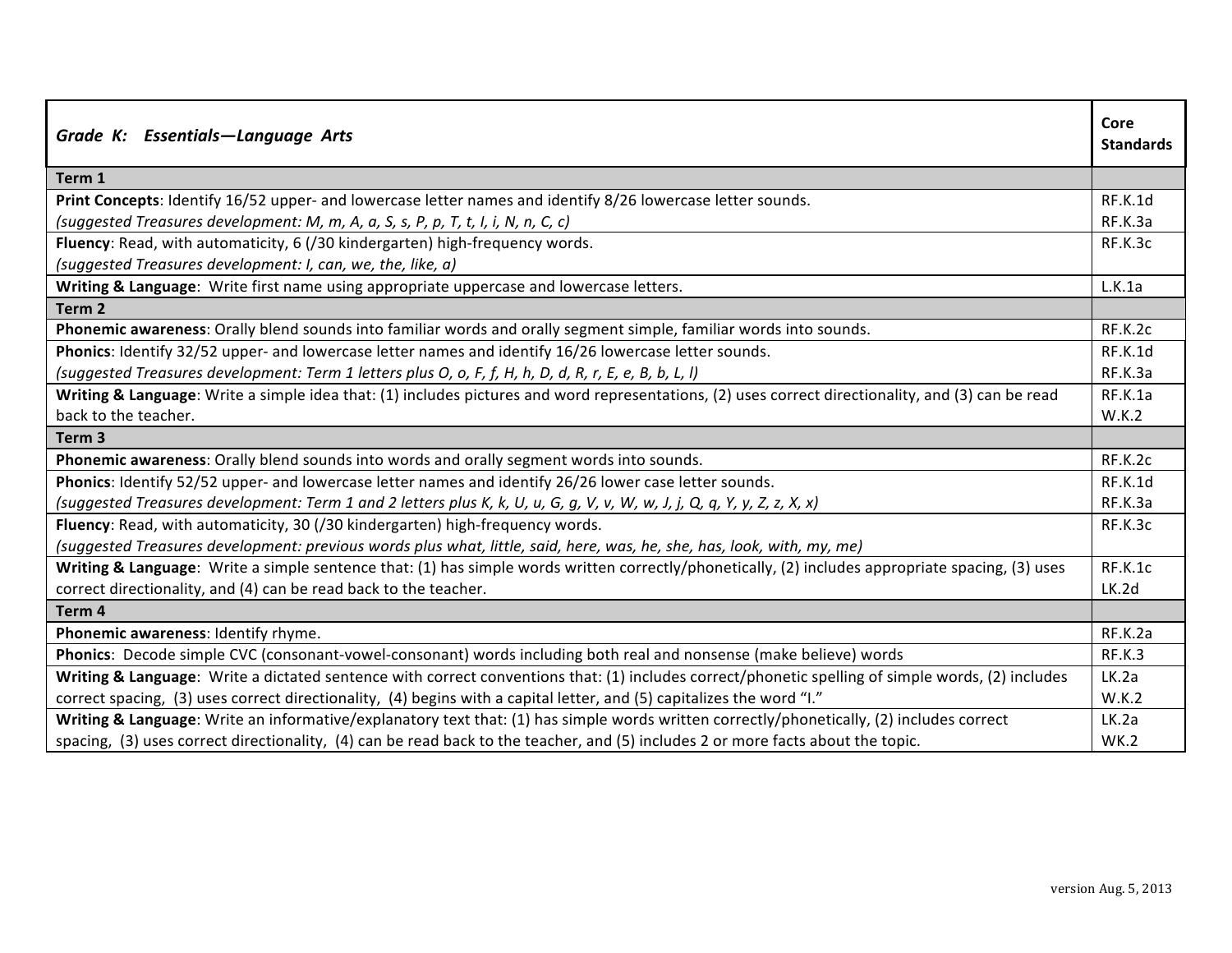| *Grade K: Essentials—Language Arts* | Core Standards |
|---|---|
| **Term 1** | |
| **Print Concepts**: Identify 16/52 upper- and lowercase letter names and identify 8/26 lowercase letter sounds. *(suggested Treasures development: M, m, A, a, S, s, P, p, T, t, I, i, N, n, C, c)* | RF.K.1d RF.K.3a |
| **Fluency**: Read, with automaticity, 6 (/30 kindergarten) high-frequency words. *(suggested Treasures development: I, can, we, the, like, a)* | RF.K.3c |
| **Writing & Language**: Write first name using appropriate uppercase and lowercase letters. | L.K.1a |
| **Term 2** | |
| **Phonemic awareness**: Orally blend sounds into familiar words and orally segment simple, familiar words into sounds. | RF.K.2c |
| **Phonics**: Identify 32/52 upper- and lowercase letter names and identify 16/26 lowercase letter sounds. *(suggested Treasures development: Term 1 letters plus O, o, F, f, H, h, D, d, R, r, E, e, B, b, L, l)* | RF.K.1d RF.K.3a |
| **Writing & Language**: Write a simple idea that: (1) includes pictures and word representations, (2) uses correct directionality, and (3) can be read back to the teacher. | RF.K.1a W.K.2 |
| **Term 3** | |
| **Phonemic awareness**: Orally blend sounds into words and orally segment words into sounds. | RF.K.2c |
| **Phonics**: Identify 52/52 upper- and lowercase letter names and identify 26/26 lower case letter sounds. *(suggested Treasures development: Term 1 and 2 letters plus K, k, U, u, G, g, V, v, W, w, J, j, Q, q, Y, y, Z, z, X, x)* | RF.K.1d RF.K.3a |
| **Fluency**: Read, with automaticity, 30 (/30 kindergarten) high-frequency words. *(suggested Treasures development: previous words plus what, little, said, here, was, he, she, has, look, with, my, me)* | RF.K.3c |
| **Writing & Language**: Write a simple sentence that: (1) has simple words written correctly/phonetically, (2) includes appropriate spacing, (3) uses correct directionality, and (4) can be read back to the teacher. | RF.K.1c LK.2d |
| **Term 4** | |
| **Phonemic awareness**: Identify rhyme. | RF.K.2a |
| **Phonics**: Decode simple CVC (consonant-vowel-consonant) words including both real and nonsense (make believe) words | RF.K.3 |
| **Writing & Language**: Write a dictated sentence with correct conventions that: (1) includes correct/phonetic spelling of simple words, (2) includes correct spacing, (3) uses correct directionality, (4) begins with a capital letter, and (5) capitalizes the word "I." | LK.2a W.K.2 |
| **Writing & Language**: Write an informative/explanatory text that: (1) has simple words written correctly/phonetically, (2) includes correct spacing, (3) uses correct directionality, (4) can be read back to the teacher, and (5) includes 2 or more facts about the topic. | LK.2a WK.2 |

version Aug. 5, 2013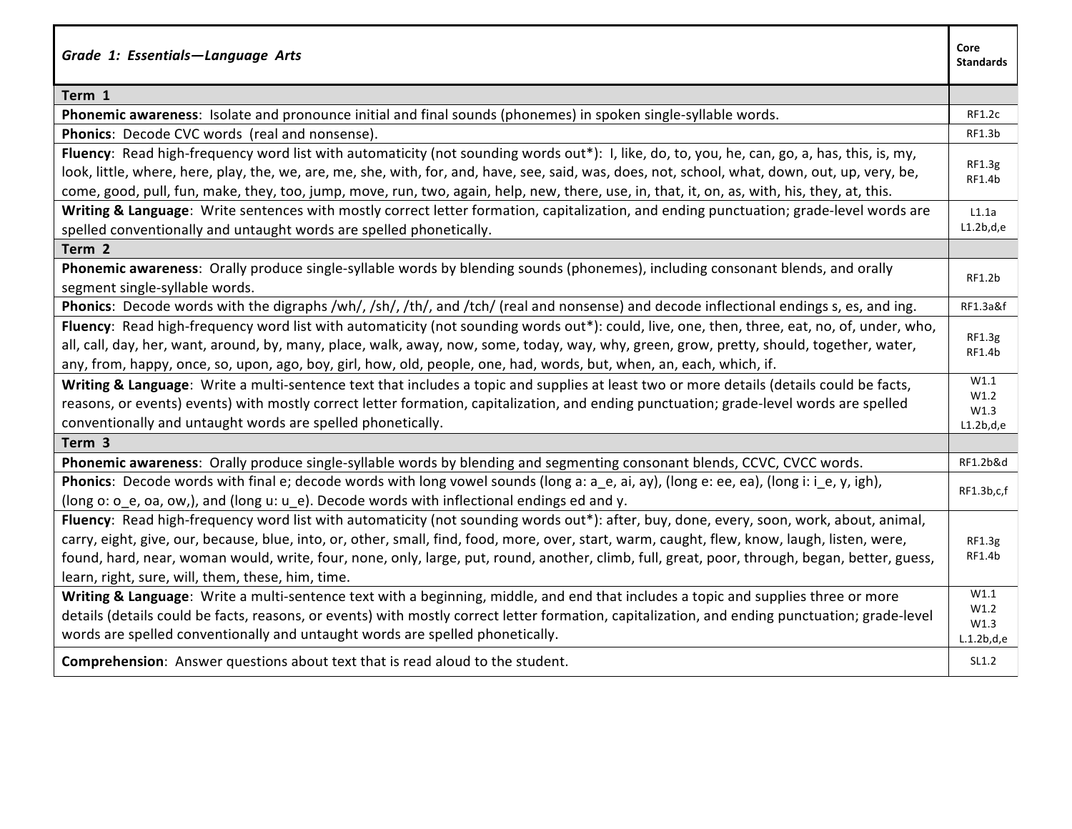| *Grade 1: Essentials—Language Arts* | Core Standards |
|---|---|
| **Term 1** | |
| **Phonemic awareness**: Isolate and pronounce initial and final sounds (phonemes) in spoken single-syllable words. | RF1.2c |
| **Phonics**: Decode CVC words (real and nonsense). | RF1.3b |
| **Fluency**: Read high-frequency word list with automaticity (not sounding words out*): I, like, do, to, you, he, can, go, a, has, this, is, my, look, little, where, here, play, the, we, are, me, she, with, for, and, have, see, said, was, does, not, school, what, down, out, up, very, be, come, good, pull, fun, make, they, too, jump, move, run, two, again, help, new, there, use, in, that, it, on, as, with, his, they, at, this. | RF1.3g RF1.4b |
| **Writing & Language**: Write sentences with mostly correct letter formation, capitalization, and ending punctuation; grade-level words are spelled conventionally and untaught words are spelled phonetically. | L1.1a L1.2b,d,e |
| **Term 2** | |
| **Phonemic awareness**: Orally produce single-syllable words by blending sounds (phonemes), including consonant blends, and orally segment single-syllable words. | RF1.2b |
| **Phonics**: Decode words with the digraphs /wh/, /sh/, /th/, and /tch/ (real and nonsense) and decode inflectional endings s, es, and ing. | RF1.3a&f |
| **Fluency**: Read high-frequency word list with automaticity (not sounding words out*): could, live, one, then, three, eat, no, of, under, who, all, call, day, her, want, around, by, many, place, walk, away, now, some, today, way, why, green, grow, pretty, should, together, water, any, from, happy, once, so, upon, ago, boy, girl, how, old, people, one, had, words, but, when, an, each, which, if. | RF1.3g RF1.4b |
| **Writing & Language**: Write a multi-sentence text that includes a topic and supplies at least two or more details (details could be facts, reasons, or events) events) with mostly correct letter formation, capitalization, and ending punctuation; grade-level words are spelled conventionally and untaught words are spelled phonetically. | W1.1 W1.2 W1.3 L1.2b,d,e |
| **Term 3** | |
| **Phonemic awareness**: Orally produce single-syllable words by blending and segmenting consonant blends, CCVC, CVCC words. | RF1.2b&d |
| **Phonics**: Decode words with final e; decode words with long vowel sounds (long a: a_e, ai, ay), (long e: ee, ea), (long i: i_e, y, igh), (long o: o_e, oa, ow,), and (long u: u_e). Decode words with inflectional endings ed and y. | RF1.3b,c,f |
| **Fluency**: Read high-frequency word list with automaticity (not sounding words out*): after, buy, done, every, soon, work, about, animal, carry, eight, give, our, because, blue, into, or, other, small, find, food, more, over, start, warm, caught, flew, know, laugh, listen, were, found, hard, near, woman would, write, four, none, only, large, put, round, another, climb, full, great, poor, through, began, better, guess, learn, right, sure, will, them, these, him, time. | RF1.3g RF1.4b |
| **Writing & Language**: Write a multi-sentence text with a beginning, middle, and end that includes a topic and supplies three or more details (details could be facts, reasons, or events) with mostly correct letter formation, capitalization, and ending punctuation; grade-level words are spelled conventionally and untaught words are spelled phonetically. | W1.1 W1.2 W1.3 L.1.2b,d,e |
| **Comprehension**: Answer questions about text that is read aloud to the student. | SL1.2 |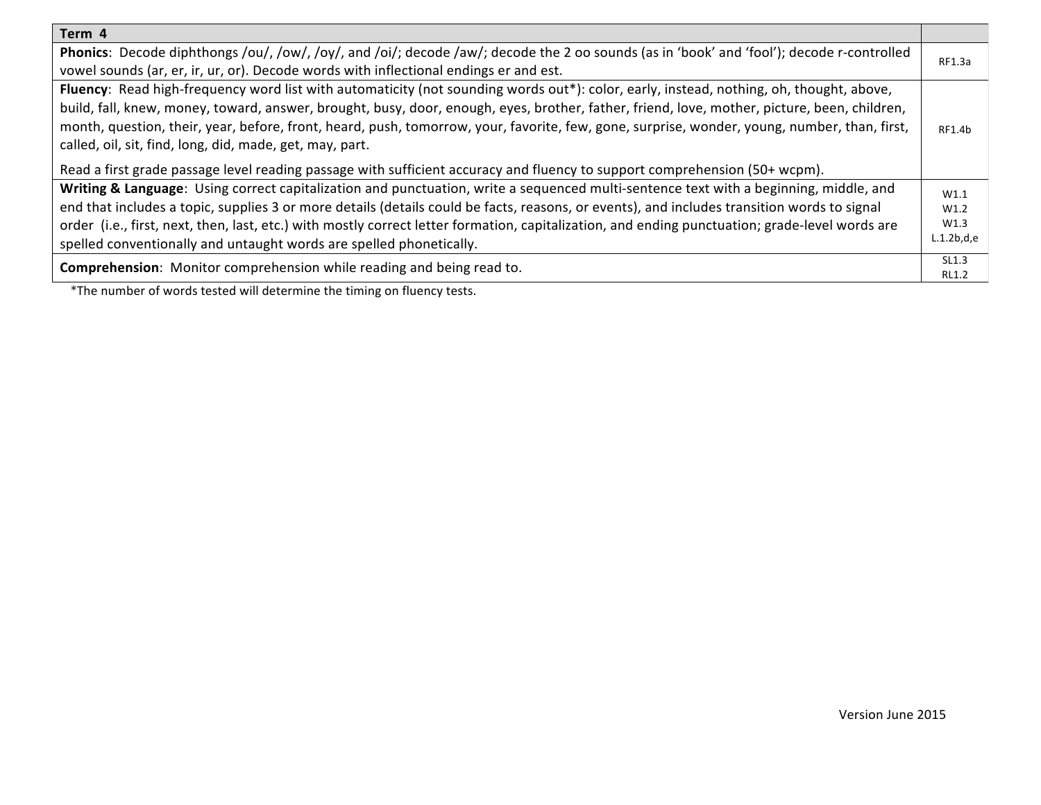| Term 4 | |
|---|---|
| **Phonics**: Decode diphthongs /ou/, /ow/, /oy/, and /oi/; decode /aw/; decode the 2 oo sounds (as in 'book' and 'fool'); decode r-controlled vowel sounds (ar, er, ir, ur, or). Decode words with inflectional endings er and est. | RF1.3a |
| **Fluency**: Read high-frequency word list with automaticity (not sounding words out*): color, early, instead, nothing, oh, thought, above, build, fall, knew, money, toward, answer, brought, busy, door, enough, eyes, brother, father, friend, love, mother, picture, been, children, month, question, their, year, before, front, heard, push, tomorrow, your, favorite, few, gone, surprise, wonder, young, number, than, first, called, oil, sit, find, long, did, made, get, may, part.<br><br>Read a first grade passage level reading passage with sufficient accuracy and fluency to support comprehension (50+ wcpm). | RF1.4b |
| **Writing & Language**: Using correct capitalization and punctuation, write a sequenced multi-sentence text with a beginning, middle, and end that includes a topic, supplies 3 or more details (details could be facts, reasons, or events), and includes transition words to signal order (i.e., first, next, then, last, etc.) with mostly correct letter formation, capitalization, and ending punctuation; grade-level words are spelled conventionally and untaught words are spelled phonetically. | W1.1<br>W1.2<br>W1.3<br>L.1.2b,d,e |
| **Comprehension**: Monitor comprehension while reading and being read to. | SL1.3<br>RL1.2 |

*The number of words tested will determine the timing on fluency tests.

Version June 2015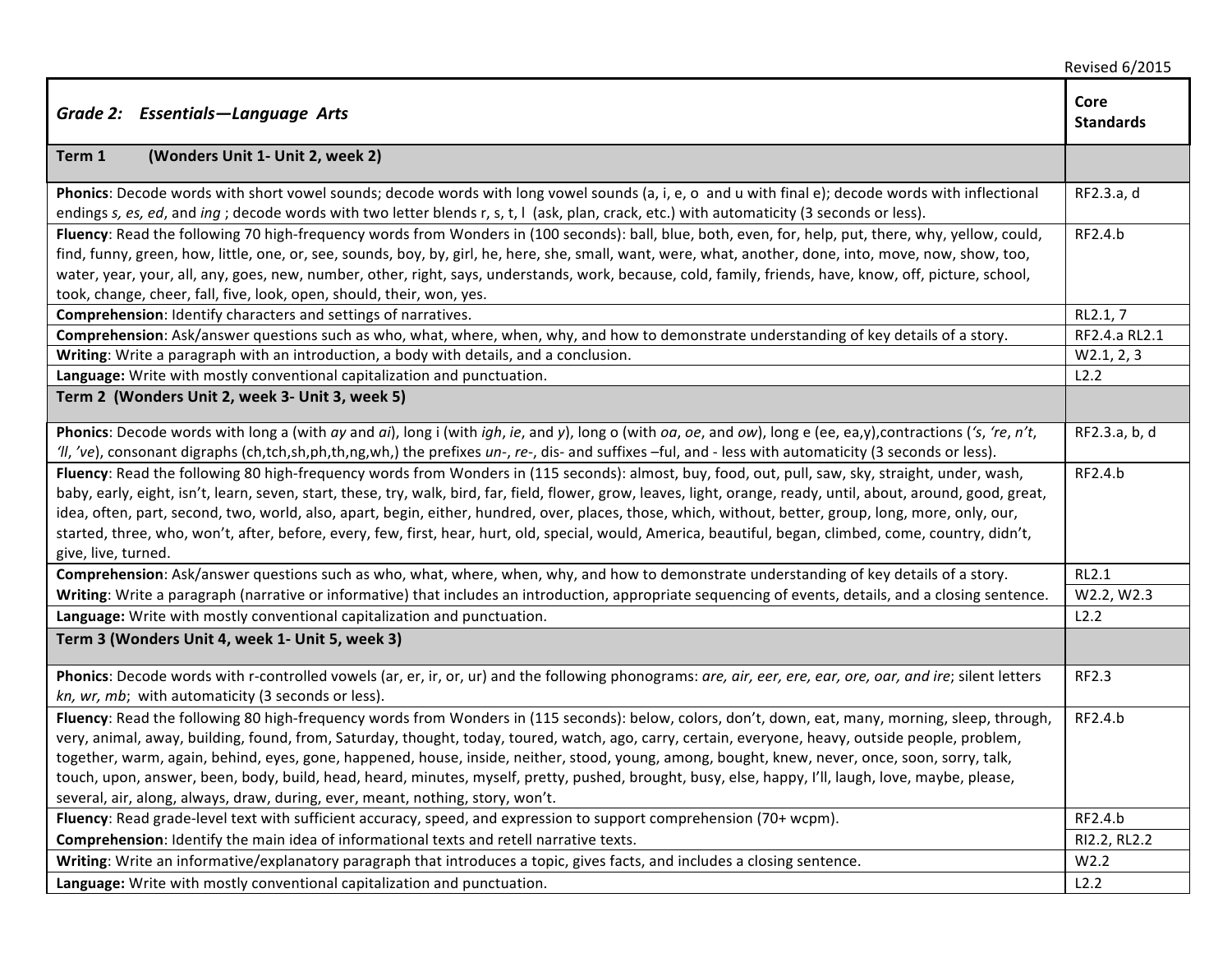Revised 6/2015

| *Grade 2: Essentials—Language Arts* | Core Standards |
|---|---|
| **Term 1 (Wonders Unit 1- Unit 2, week 2)** | |
| **Phonics**: Decode words with short vowel sounds; decode words with long vowel sounds (a, i, e, o and u with final e); decode words with inflectional endings *s, es, ed*, and *ing* ; decode words with two letter blends r, s, t, l (ask, plan, crack, etc.) with automaticity (3 seconds or less). | RF2.3.a, d |
| **Fluency**: Read the following 70 high-frequency words from Wonders in (100 seconds): ball, blue, both, even, for, help, put, there, why, yellow, could, find, funny, green, how, little, one, or, see, sounds, boy, by, girl, he, here, she, small, want, were, what, another, done, into, move, now, show, too, water, year, your, all, any, goes, new, number, other, right, says, understands, work, because, cold, family, friends, have, know, off, picture, school, took, change, cheer, fall, five, look, open, should, their, won, yes. | RF2.4.b |
| **Comprehension**: Identify characters and settings of narratives. | RL2.1, 7 |
| **Comprehension**: Ask/answer questions such as who, what, where, when, why, and how to demonstrate understanding of key details of a story. | RF2.4.a RL2.1 |
| **Writing**: Write a paragraph with an introduction, a body with details, and a conclusion. | W2.1, 2, 3 |
| **Language:** Write with mostly conventional capitalization and punctuation. | L2.2 |
| **Term 2 (Wonders Unit 2, week 3- Unit 3, week 5)** | |
| **Phonics**: Decode words with long a (with *ay* and *ai*), long i (with *igh*, *ie*, and *y*), long o (with *oa*, *oe*, and *ow*), long e (ee, ea,y),contractions (*'s*, *'re*, *n't*, *'ll*, *'ve*), consonant digraphs (ch,tch,sh,ph,th,ng,wh,) the prefixes *un-*, *re-*, dis- and suffixes –ful, and - less with automaticity (3 seconds or less). | RF2.3.a, b, d |
| **Fluency**: Read the following 80 high-frequency words from Wonders in (115 seconds): almost, buy, food, out, pull, saw, sky, straight, under, wash, baby, early, eight, isn't, learn, seven, start, these, try, walk, bird, far, field, flower, grow, leaves, light, orange, ready, until, about, around, good, great, idea, often, part, second, two, world, also, apart, begin, either, hundred, over, places, those, which, without, better, group, long, more, only, our, started, three, who, won't, after, before, every, few, first, hear, hurt, old, special, would, America, beautiful, began, climbed, come, country, didn't, give, live, turned. | RF2.4.b |
| **Comprehension**: Ask/answer questions such as who, what, where, when, why, and how to demonstrate understanding of key details of a story. | RL2.1 |
| **Writing**: Write a paragraph (narrative or informative) that includes an introduction, appropriate sequencing of events, details, and a closing sentence. | W2.2, W2.3 |
| **Language:** Write with mostly conventional capitalization and punctuation. | L2.2 |
| **Term 3 (Wonders Unit 4, week 1- Unit 5, week 3)** | |
| **Phonics**: Decode words with r-controlled vowels (ar, er, ir, or, ur) and the following phonograms: *are, air, eer, ere, ear, ore, oar, and ire*; silent letters *kn, wr, mb*; with automaticity (3 seconds or less). | RF2.3 |
| **Fluency**: Read the following 80 high-frequency words from Wonders in (115 seconds): below, colors, don't, down, eat, many, morning, sleep, through, very, animal, away, building, found, from, Saturday, thought, today, toured, watch, ago, carry, certain, everyone, heavy, outside people, problem, together, warm, again, behind, eyes, gone, happened, house, inside, neither, stood, young, among, bought, knew, never, once, soon, sorry, talk, touch, upon, answer, been, body, build, head, heard, minutes, myself, pretty, pushed, brought, busy, else, happy, I'll, laugh, love, maybe, please, several, air, along, always, draw, during, ever, meant, nothing, story, won't. | RF2.4.b |
| **Fluency**: Read grade-level text with sufficient accuracy, speed, and expression to support comprehension (70+ wcpm). | RF2.4.b |
| **Comprehension**: Identify the main idea of informational texts and retell narrative texts. | RI2.2, RL2.2 |
| **Writing**: Write an informative/explanatory paragraph that introduces a topic, gives facts, and includes a closing sentence. | W2.2 |
| **Language:** Write with mostly conventional capitalization and punctuation. | L2.2 |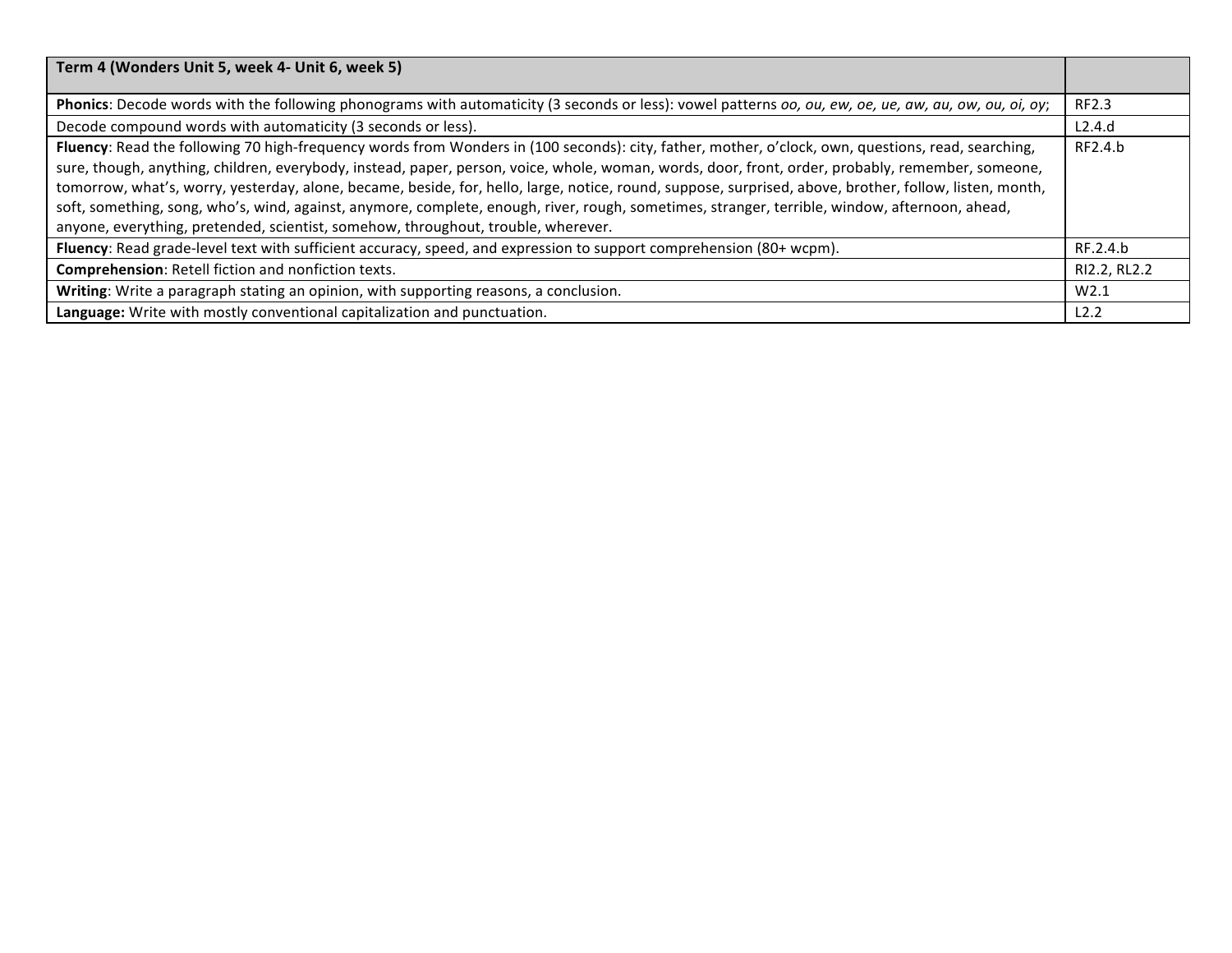| **Term 4 (Wonders Unit 5, week 4- Unit 6, week 5)** | |
|---|---|
| **Phonics**: Decode words with the following phonograms with automaticity (3 seconds or less): vowel patterns *oo, ou, ew, oe, ue, aw, au, ow, ou, oi, oy*; | RF2.3 |
| Decode compound words with automaticity (3 seconds or less). | L2.4.d |
| **Fluency**: Read the following 70 high-frequency words from Wonders in (100 seconds): city, father, mother, o'clock, own, questions, read, searching, sure, though, anything, children, everybody, instead, paper, person, voice, whole, woman, words, door, front, order, probably, remember, someone, tomorrow, what's, worry, yesterday, alone, became, beside, for, hello, large, notice, round, suppose, surprised, above, brother, follow, listen, month, soft, something, song, who's, wind, against, anymore, complete, enough, river, rough, sometimes, stranger, terrible, window, afternoon, ahead, anyone, everything, pretended, scientist, somehow, throughout, trouble, wherever. | RF2.4.b |
| **Fluency**: Read grade-level text with sufficient accuracy, speed, and expression to support comprehension (80+ wcpm). | RF.2.4.b |
| **Comprehension**: Retell fiction and nonfiction texts. | RI2.2, RL2.2 |
| **Writing**: Write a paragraph stating an opinion, with supporting reasons, a conclusion. | W2.1 |
| **Language:** Write with mostly conventional capitalization and punctuation. | L2.2 |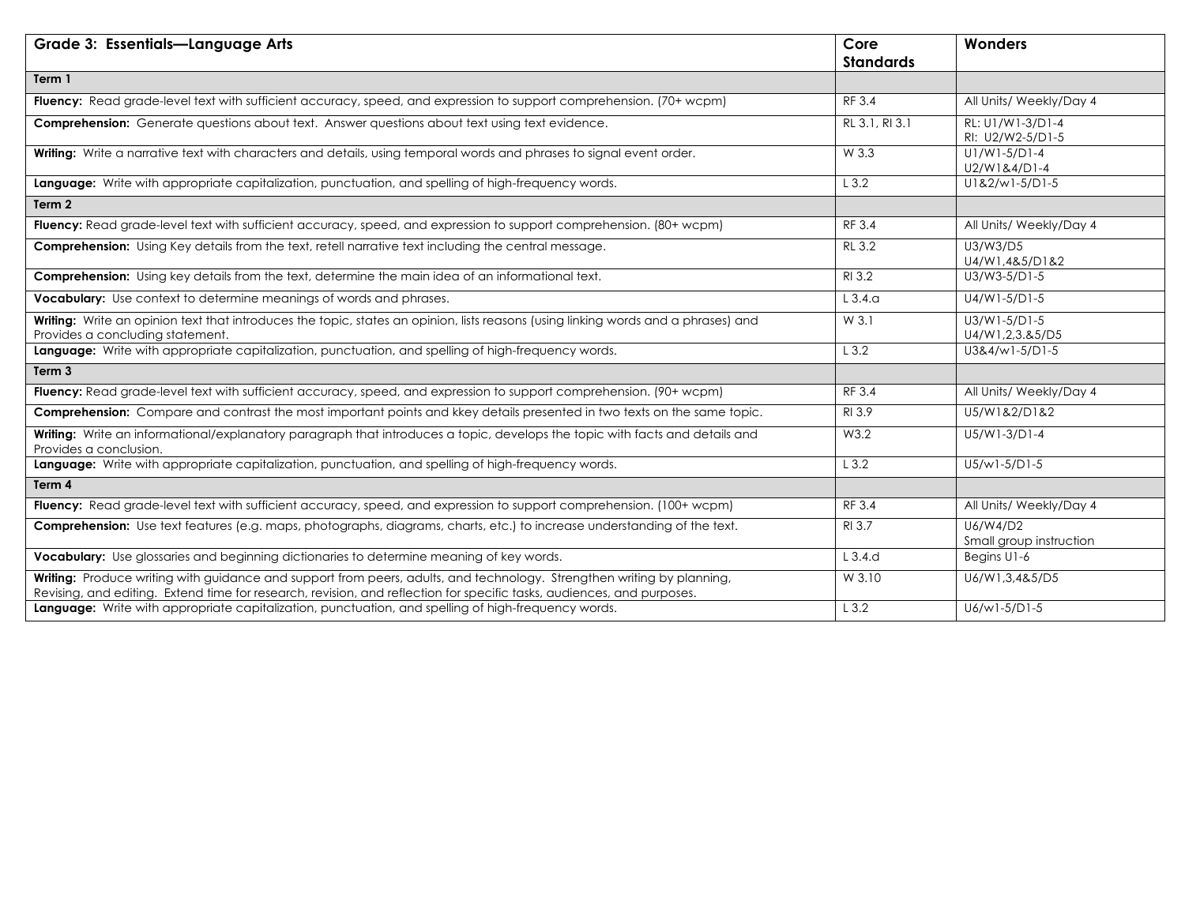| Grade 3: Essentials—Language Arts | Core Standards | Wonders |
|---|---|---|
| **Term 1** | | |
| **Fluency:** Read grade-level text with sufficient accuracy, speed, and expression to support comprehension. (70+ wcpm) | RF 3.4 | All Units/ Weekly/Day 4 |
| **Comprehension:** Generate questions about text. Answer questions about text using text evidence. | RL 3.1, RI 3.1 | RL: U1/W1-3/D1-4<br>RI: U2/W2-5/D1-5 |
| **Writing:** Write a narrative text with characters and details, using temporal words and phrases to signal event order. | W 3.3 | U1/W1-5/D1-4<br>U2/W1&4/D1-4 |
| **Language:** Write with appropriate capitalization, punctuation, and spelling of high-frequency words. | L 3.2 | U1&2/w1-5/D1-5 |
| **Term 2** | | |
| **Fluency:** Read grade-level text with sufficient accuracy, speed, and expression to support comprehension. (80+ wcpm) | RF 3.4 | All Units/ Weekly/Day 4 |
| **Comprehension:** Using Key details from the text, retell narrative text including the central message. | RL 3.2 | U3/W3/D5<br>U4/W1,4&5/D1&2 |
| **Comprehension:** Using key details from the text, determine the main idea of an informational text. | RI 3.2 | U3/W3-5/D1-5 |
| **Vocabulary:** Use context to determine meanings of words and phrases. | L 3.4.a | U4/W1-5/D1-5 |
| **Writing:** Write an opinion text that introduces the topic, states an opinion, lists reasons (using linking words and a phrases) and Provides a concluding statement. | W 3.1 | U3/W1-5/D1-5<br>U4/W1,2,3,&5/D5 |
| **Language:** Write with appropriate capitalization, punctuation, and spelling of high-frequency words. | L 3.2 | U3&4/w1-5/D1-5 |
| **Term 3** | | |
| **Fluency:** Read grade-level text with sufficient accuracy, speed, and expression to support comprehension. (90+ wcpm) | RF 3.4 | All Units/ Weekly/Day 4 |
| **Comprehension:** Compare and contrast the most important points and kkey details presented in two texts on the same topic. | RI 3.9 | U5/W1&2/D1&2 |
| **Writing:** Write an informational/explanatory paragraph that introduces a topic, develops the topic with facts and details and Provides a conclusion. | W3.2 | U5/W1-3/D1-4 |
| **Language:** Write with appropriate capitalization, punctuation, and spelling of high-frequency words. | L 3.2 | U5/w1-5/D1-5 |
| **Term 4** | | |
| **Fluency:** Read grade-level text with sufficient accuracy, speed, and expression to support comprehension. (100+ wcpm) | RF 3.4 | All Units/ Weekly/Day 4 |
| **Comprehension:** Use text features (e.g. maps, photographs, diagrams, charts, etc.) to increase understanding of the text. | RI 3.7 | U6/W4/D2<br>Small group instruction |
| **Vocabulary:** Use glossaries and beginning dictionaries to determine meaning of key words. | L 3.4.d | Begins U1-6 |
| **Writing:** Produce writing with guidance and support from peers, adults, and technology. Strengthen writing by planning, Revising, and editing. Extend time for research, revision, and reflection for specific tasks, audiences, and purposes. | W 3.10 | U6/W1,3,4&5/D5 |
| **Language:** Write with appropriate capitalization, punctuation, and spelling of high-frequency words. | L 3.2 | U6/w1-5/D1-5 |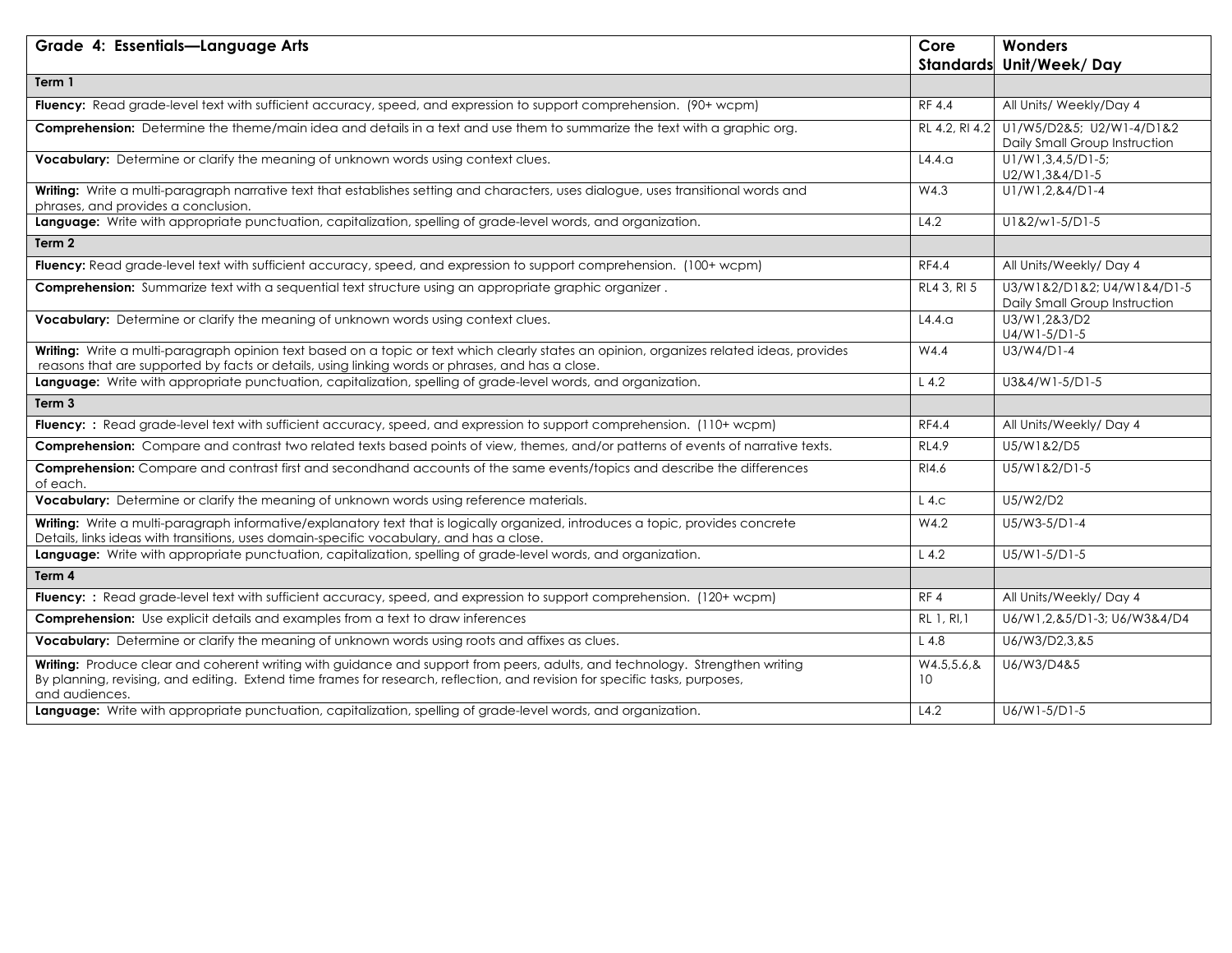| Grade 4: Essentials—Language Arts | Core Standards | Wonders Unit/Week/ Day |
|---|---|---|
| **Term 1** | | |
| **Fluency:** Read grade-level text with sufficient accuracy, speed, and expression to support comprehension. (90+ wcpm) | RF 4.4 | All Units/ Weekly/Day 4 |
| **Comprehension:** Determine the theme/main idea and details in a text and use them to summarize the text with a graphic org. | RL 4.2, RI 4.2 | U1/W5/D2&5; U2/W1-4/D1&2 Daily Small Group Instruction |
| **Vocabulary:** Determine or clarify the meaning of unknown words using context clues. | L4.4.a | U1/W1,3,4,5/D1-5; U2/W1,3&4/D1-5 |
| **Writing:** Write a multi-paragraph narrative text that establishes setting and characters, uses dialogue, uses transitional words and phrases, and provides a conclusion. | W4.3 | U1/W1,2,&4/D1-4 |
| **Language:** Write with appropriate punctuation, capitalization, spelling of grade-level words, and organization. | L4.2 | U1&2/w1-5/D1-5 |
| **Term 2** | | |
| **Fluency:** Read grade-level text with sufficient accuracy, speed, and expression to support comprehension. (100+ wcpm) | RF4.4 | All Units/Weekly/ Day 4 |
| **Comprehension:** Summarize text with a sequential text structure using an appropriate graphic organizer . | RL4 3, RI 5 | U3/W1&2/D1&2; U4/W1&4/D1-5 Daily Small Group Instruction |
| **Vocabulary:** Determine or clarify the meaning of unknown words using context clues. | L4.4.a | U3/W1,2&3/D2 U4/W1-5/D1-5 |
| **Writing:** Write a multi-paragraph opinion text based on a topic or text which clearly states an opinion, organizes related ideas, provides reasons that are supported by facts or details, using linking words or phrases, and has a close. | W4.4 | U3/W4/D1-4 |
| **Language:** Write with appropriate punctuation, capitalization, spelling of grade-level words, and organization. | L 4.2 | U3&4/W1-5/D1-5 |
| **Term 3** | | |
| **Fluency:** : Read grade-level text with sufficient accuracy, speed, and expression to support comprehension. (110+ wcpm) | RF4.4 | All Units/Weekly/ Day 4 |
| **Comprehension:** Compare and contrast two related texts based points of view, themes, and/or patterns of events of narrative texts. | RL4.9 | U5/W1&2/D5 |
| **Comprehension:** Compare and contrast first and secondhand accounts of the same events/topics and describe the differences of each. | RI4.6 | U5/W1&2/D1-5 |
| **Vocabulary:** Determine or clarify the meaning of unknown words using reference materials. | L 4.c | U5/W2/D2 |
| **Writing:** Write a multi-paragraph informative/explanatory text that is logically organized, introduces a topic, provides concrete Details, links ideas with transitions, uses domain-specific vocabulary, and has a close. | W4.2 | U5/W3-5/D1-4 |
| **Language:** Write with appropriate punctuation, capitalization, spelling of grade-level words, and organization. | L 4.2 | U5/W1-5/D1-5 |
| **Term 4** | | |
| **Fluency:** : Read grade-level text with sufficient accuracy, speed, and expression to support comprehension. (120+ wcpm) | RF 4 | All Units/Weekly/ Day 4 |
| **Comprehension:** Use explicit details and examples from a text to draw inferences | RL 1, RI,1 | U6/W1,2,&5/D1-3; U6/W3&4/D4 |
| **Vocabulary:** Determine or clarify the meaning of unknown words using roots and affixes as clues. | L 4.8 | U6/W3/D2,3,&5 |
| **Writing:** Produce clear and coherent writing with guidance and support from peers, adults, and technology. Strengthen writing By planning, revising, and editing. Extend time frames for research, reflection, and revision for specific tasks, purposes, and audiences. | W4.5,5.6,& 10 | U6/W3/D4&5 |
| **Language:** Write with appropriate punctuation, capitalization, spelling of grade-level words, and organization. | L4.2 | U6/W1-5/D1-5 |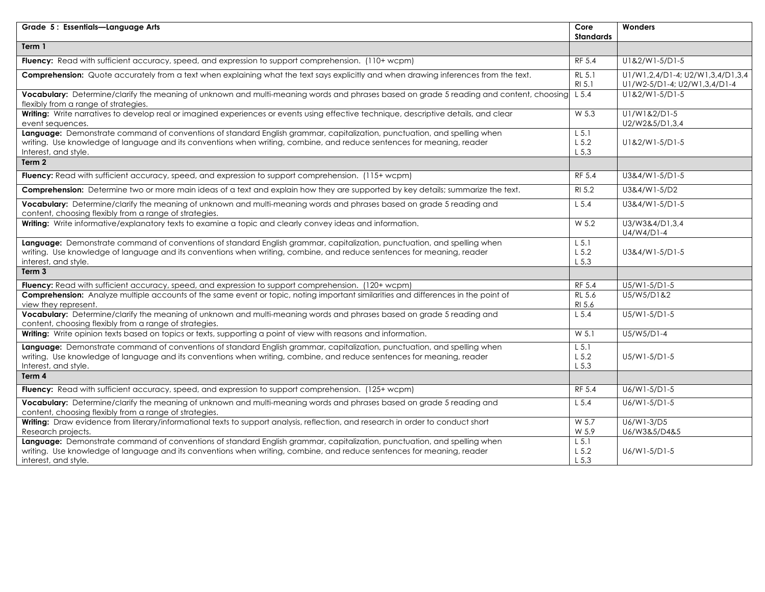| Grade 5 : Essentials—Language Arts | Core Standards | Wonders |
|---|---|---|
| **Term 1** | | |
| **Fluency:** Read with sufficient accuracy, speed, and expression to support comprehension. (110+ wcpm) | RF 5.4 | U1&2/W1-5/D1-5 |
| **Comprehension:** Quote accurately from a text when explaining what the text says explicitly and when drawing inferences from the text. | RL 5.1<br>RI 5.1 | U1/W1,2,4/D1-4; U2/W1,3,4/D1,3,4<br>U1/W2-5/D1-4; U2/W1,3,4/D1-4 |
| **Vocabulary:** Determine/clarify the meaning of unknown and multi-meaning words and phrases based on grade 5 reading and content, choosing flexibly from a range of strategies. | L 5.4 | U1&2/W1-5/D1-5 |
| **Writing:** Write narratives to develop real or imagined experiences or events using effective technique, descriptive details, and clear event sequences. | W 5.3 | U1/W1&2/D1-5<br>U2/W2&5/D1,3,4 |
| **Language:** Demonstrate command of conventions of standard English grammar, capitalization, punctuation, and spelling when writing. Use knowledge of language and its conventions when writing, combine, and reduce sentences for meaning, reader Interest, and style. | L 5.1<br>L 5.2<br>L 5,3 | U1&2/W1-5/D1-5 |
| **Term 2** | | |
| **Fluency:** Read with sufficient accuracy, speed, and expression to support comprehension. (115+ wcpm) | RF 5.4 | U3&4/W1-5/D1-5 |
| **Comprehension:** Determine two or more main ideas of a text and explain how they are supported by key details; summarize the text. | RI 5.2 | U3&4/W1-5/D2 |
| **Vocabulary:** Determine/clarify the meaning of unknown and multi-meaning words and phrases based on grade 5 reading and content, choosing flexibly from a range of strategies. | L 5.4 | U3&4/W1-5/D1-5 |
| **Writing:** Write informative/explanatory texts to examine a topic and clearly convey ideas and information. | W 5.2 | U3/W3&4/D1,3,4<br>U4/W4/D1-4 |
| **Language:** Demonstrate command of conventions of standard English grammar, capitalization, punctuation, and spelling when writing. Use knowledge of language and its conventions when writing, combine, and reduce sentences for meaning, reader interest, and style. | L 5.1<br>L 5.2<br>L 5,3 | U3&4/W1-5/D1-5 |
| **Term 3** | | |
| **Fluency:** Read with sufficient accuracy, speed, and expression to support comprehension. (120+ wcpm) | RF 5.4 | U5/W1-5/D1-5 |
| **Comprehension:** Analyze multiple accounts of the same event or topic, noting important similarities and differences in the point of view they represent. | RL 5.6<br>RI 5.6 | U5/W5/D1&2 |
| **Vocabulary:** Determine/clarify the meaning of unknown and multi-meaning words and phrases based on grade 5 reading and content, choosing flexibly from a range of strategies. | L 5.4 | U5/W1-5/D1-5 |
| **Writing:** Write opinion texts based on topics or texts, supporting a point of view with reasons and information. | W 5.1 | U5/W5/D1-4 |
| **Language:** Demonstrate command of conventions of standard English grammar, capitalization, punctuation, and spelling when writing. Use knowledge of language and its conventions when writing, combine, and reduce sentences for meaning, reader Interest, and style. | L 5.1<br>L 5.2<br>L 5,3 | U5/W1-5/D1-5 |
| **Term 4** | | |
| **Fluency:** Read with sufficient accuracy, speed, and expression to support comprehension. (125+ wcpm) | RF 5.4 | U6/W1-5/D1-5 |
| **Vocabulary:** Determine/clarify the meaning of unknown and multi-meaning words and phrases based on grade 5 reading and content, choosing flexibly from a range of strategies. | L 5.4 | U6/W1-5/D1-5 |
| **Writing:** Draw evidence from literary/informational texts to support analysis, reflection, and research in order to conduct short Research projects. | W 5.7<br>W 5.9 | U6/W1-3/D5<br>U6/W3&5/D4&5 |
| **Language:** Demonstrate command of conventions of standard English grammar, capitalization, punctuation, and spelling when writing. Use knowledge of language and its conventions when writing, combine, and reduce sentences for meaning, reader interest, and style. | L 5.1<br>L 5.2<br>L 5,3 | U6/W1-5/D1-5 |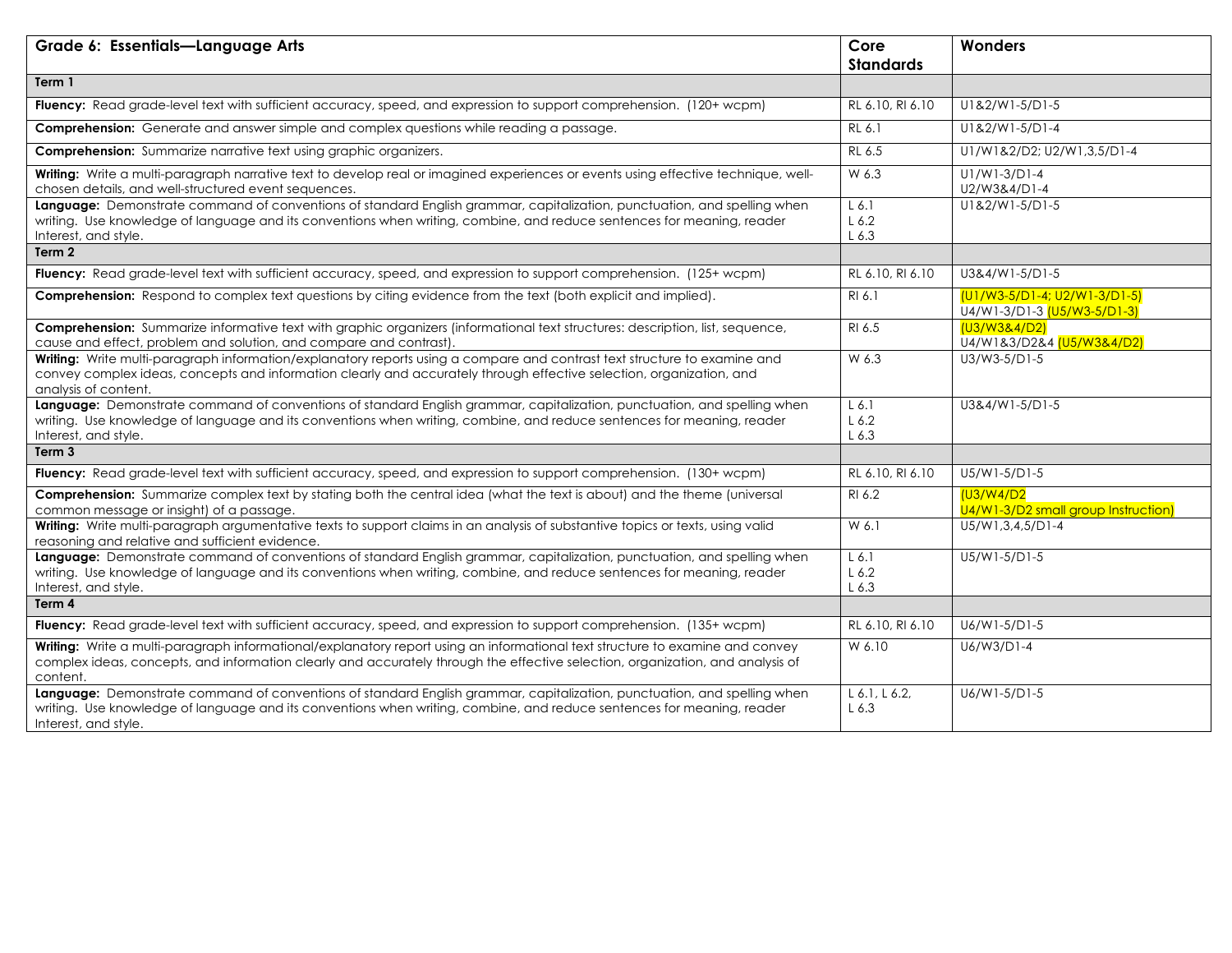| Grade 6: Essentials—Language Arts | Core Standards | Wonders |
|---|---|---|
| **Term 1** | | |
| **Fluency:** Read grade-level text with sufficient accuracy, speed, and expression to support comprehension. (120+ wcpm) | RL 6.10, RI 6.10 | U1&2/W1-5/D1-5 |
| **Comprehension:** Generate and answer simple and complex questions while reading a passage. | RL 6.1 | U1&2/W1-5/D1-4 |
| **Comprehension:** Summarize narrative text using graphic organizers. | RL 6.5 | U1/W1&2/D2; U2/W1,3,5/D1-4 |
| **Writing:** Write a multi-paragraph narrative text to develop real or imagined experiences or events using effective technique, well-chosen details, and well-structured event sequences. | W 6.3 | U1/W1-3/D1-4<br>U2/W3&4/D1-4 |
| **Language:** Demonstrate command of conventions of standard English grammar, capitalization, punctuation, and spelling when writing. Use knowledge of language and its conventions when writing, combine, and reduce sentences for meaning, reader Interest, and style. | L 6.1<br>L 6.2<br>L 6.3 | U1&2/W1-5/D1-5 |
| **Term 2** | | |
| **Fluency:** Read grade-level text with sufficient accuracy, speed, and expression to support comprehension. (125+ wcpm) | RL 6.10, RI 6.10 | U3&4/W1-5/D1-5 |
| **Comprehension:** Respond to complex text questions by citing evidence from the text (both explicit and implied). | RI 6.1 | (U1/W3-5/D1-4; U2/W1-3/D1-5)<br>U4/W1-3/D1-3 (U5/W3-5/D1-3) |
| **Comprehension:** Summarize informative text with graphic organizers (informational text structures: description, list, sequence, cause and effect, problem and solution, and compare and contrast). | RI 6.5 | (U3/W3&4/D2)<br>U4/W1&3/D2&4 (U5/W3&4/D2) |
| **Writing:** Write multi-paragraph information/explanatory reports using a compare and contrast text structure to examine and convey complex ideas, concepts and information clearly and accurately through effective selection, organization, and analysis of content. | W 6.3 | U3/W3-5/D1-5 |
| **Language:** Demonstrate command of conventions of standard English grammar, capitalization, punctuation, and spelling when writing. Use knowledge of language and its conventions when writing, combine, and reduce sentences for meaning, reader Interest, and style. | L 6.1<br>L 6.2<br>L 6.3 | U3&4/W1-5/D1-5 |
| **Term 3** | | |
| **Fluency:** Read grade-level text with sufficient accuracy, speed, and expression to support comprehension. (130+ wcpm) | RL 6.10, RI 6.10 | U5/W1-5/D1-5 |
| **Comprehension:** Summarize complex text by stating both the central idea (what the text is about) and the theme (universal common message or insight) of a passage. | RI 6.2 | (U3/W4/D2<br>U4/W1-3/D2 small group Instruction) |
| **Writing:** Write multi-paragraph argumentative texts to support claims in an analysis of substantive topics or texts, using valid reasoning and relative and sufficient evidence. | W 6.1 | U5/W1,3,4,5/D1-4 |
| **Language:** Demonstrate command of conventions of standard English grammar, capitalization, punctuation, and spelling when writing. Use knowledge of language and its conventions when writing, combine, and reduce sentences for meaning, reader Interest, and style. | L 6.1<br>L 6.2<br>L 6.3 | U5/W1-5/D1-5 |
| **Term 4** | | |
| **Fluency:** Read grade-level text with sufficient accuracy, speed, and expression to support comprehension. (135+ wcpm) | RL 6.10, RI 6.10 | U6/W1-5/D1-5 |
| **Writing:** Write a multi-paragraph informational/explanatory report using an informational text structure to examine and convey complex ideas, concepts, and information clearly and accurately through the effective selection, organization, and analysis of content. | W 6.10 | U6/W3/D1-4 |
| **Language:** Demonstrate command of conventions of standard English grammar, capitalization, punctuation, and spelling when writing. Use knowledge of language and its conventions when writing, combine, and reduce sentences for meaning, reader Interest, and style. | L 6.1, L 6.2,<br>L 6.3 | U6/W1-5/D1-5 |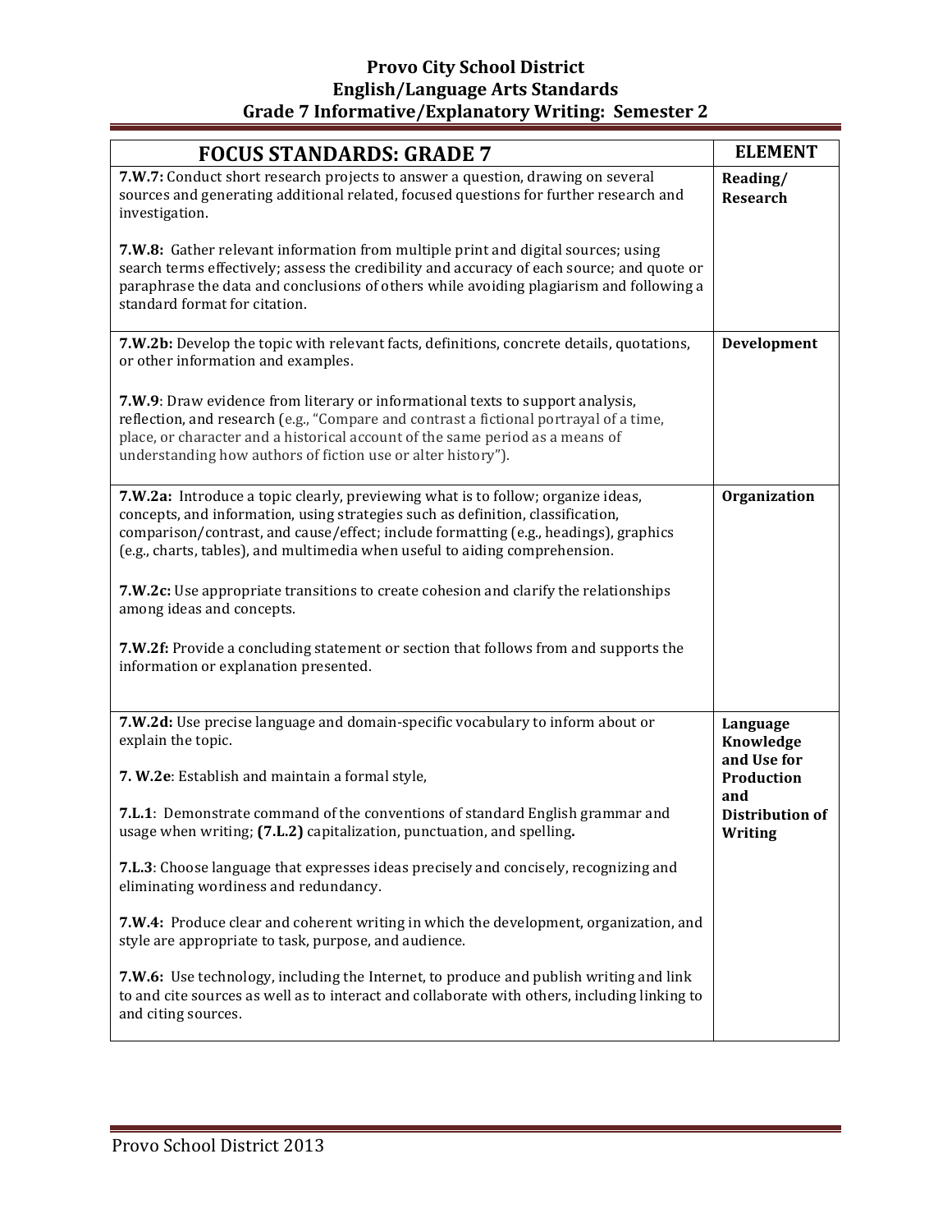# Provo City School District
# English/Language Arts Standards
# Grade 7 Informative/Explanatory Writing: Semester 2

| FOCUS STANDARDS: GRADE 7 | ELEMENT |
|---|---|
| **7.W.7:** Conduct short research projects to answer a question, drawing on several sources and generating additional related, focused questions for further research and investigation.<br><br>**7.W.8:** Gather relevant information from multiple print and digital sources; using search terms effectively; assess the credibility and accuracy of each source; and quote or paraphrase the data and conclusions of others while avoiding plagiarism and following a standard format for citation. | **Reading/ Research** |
| **7.W.2b:** Develop the topic with relevant facts, definitions, concrete details, quotations, or other information and examples.<br><br>**7.W.9**: Draw evidence from literary or informational texts to support analysis, reflection, and research (e.g., "Compare and contrast a fictional portrayal of a time, place, or character and a historical account of the same period as a means of understanding how authors of fiction use or alter history"). | **Development** |
| **7.W.2a:** Introduce a topic clearly, previewing what is to follow; organize ideas, concepts, and information, using strategies such as definition, classification, comparison/contrast, and cause/effect; include formatting (e.g., headings), graphics (e.g., charts, tables), and multimedia when useful to aiding comprehension.<br><br>**7.W.2c:** Use appropriate transitions to create cohesion and clarify the relationships among ideas and concepts.<br><br>**7.W.2f:** Provide a concluding statement or section that follows from and supports the information or explanation presented. | **Organization** |
| **7.W.2d:** Use precise language and domain-specific vocabulary to inform about or explain the topic.<br><br>**7. W.2e**: Establish and maintain a formal style,<br><br>**7.L.1**: Demonstrate command of the conventions of standard English grammar and usage when writing; **(7.L.2)** capitalization, punctuation, and spelling**.**<br><br>**7.L.3**: Choose language that expresses ideas precisely and concisely, recognizing and eliminating wordiness and redundancy.<br><br>**7.W.4:** Produce clear and coherent writing in which the development, organization, and style are appropriate to task, purpose, and audience.<br><br>**7.W.6:** Use technology, including the Internet, to produce and publish writing and link to and cite sources as well as to interact and collaborate with others, including linking to and citing sources. | **Language Knowledge and Use for Production and Distribution of Writing** |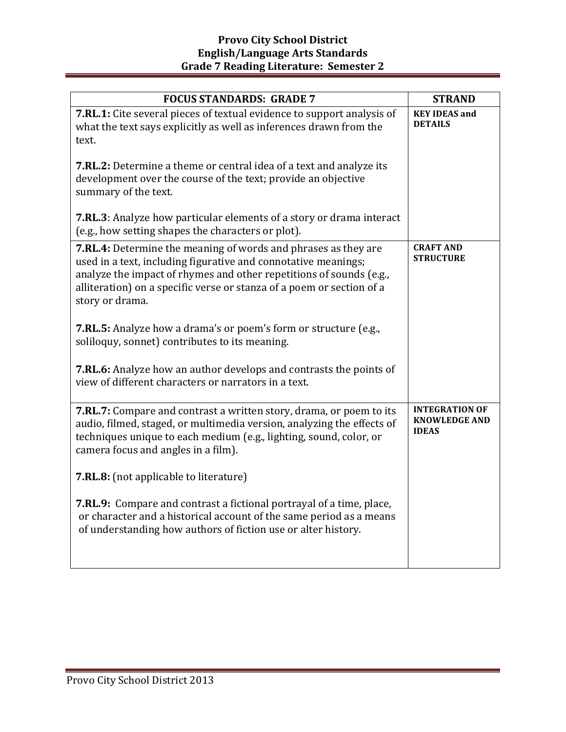# Provo City School District
## English/Language Arts Standards
## Grade 7 Reading Literature: Semester 2

| FOCUS STANDARDS: GRADE 7 | STRAND |
|---|---|
| **7.RL.1:** Cite several pieces of textual evidence to support analysis of what the text says explicitly as well as inferences drawn from the text.<br><br>**7.RL.2:** Determine a theme or central idea of a text and analyze its development over the course of the text; provide an objective summary of the text.<br><br>**7.RL.3**: Analyze how particular elements of a story or drama interact (e.g., how setting shapes the characters or plot). | **KEY IDEAS and DETAILS** |
| **7.RL.4:** Determine the meaning of words and phrases as they are used in a text, including figurative and connotative meanings; analyze the impact of rhymes and other repetitions of sounds (e.g., alliteration) on a specific verse or stanza of a poem or section of a story or drama.<br><br>**7.RL.5:** Analyze how a drama's or poem's form or structure (e.g., soliloquy, sonnet) contributes to its meaning.<br><br>**7.RL.6:** Analyze how an author develops and contrasts the points of view of different characters or narrators in a text. | **CRAFT AND STRUCTURE** |
| **7.RL.7:** Compare and contrast a written story, drama, or poem to its audio, filmed, staged, or multimedia version, analyzing the effects of techniques unique to each medium (e.g., lighting, sound, color, or camera focus and angles in a film).<br><br>**7.RL.8:** (not applicable to literature)<br><br>**7.RL.9:** Compare and contrast a fictional portrayal of a time, place, or character and a historical account of the same period as a means of understanding how authors of fiction use or alter history. | **INTEGRATION OF KNOWLEDGE AND IDEAS** |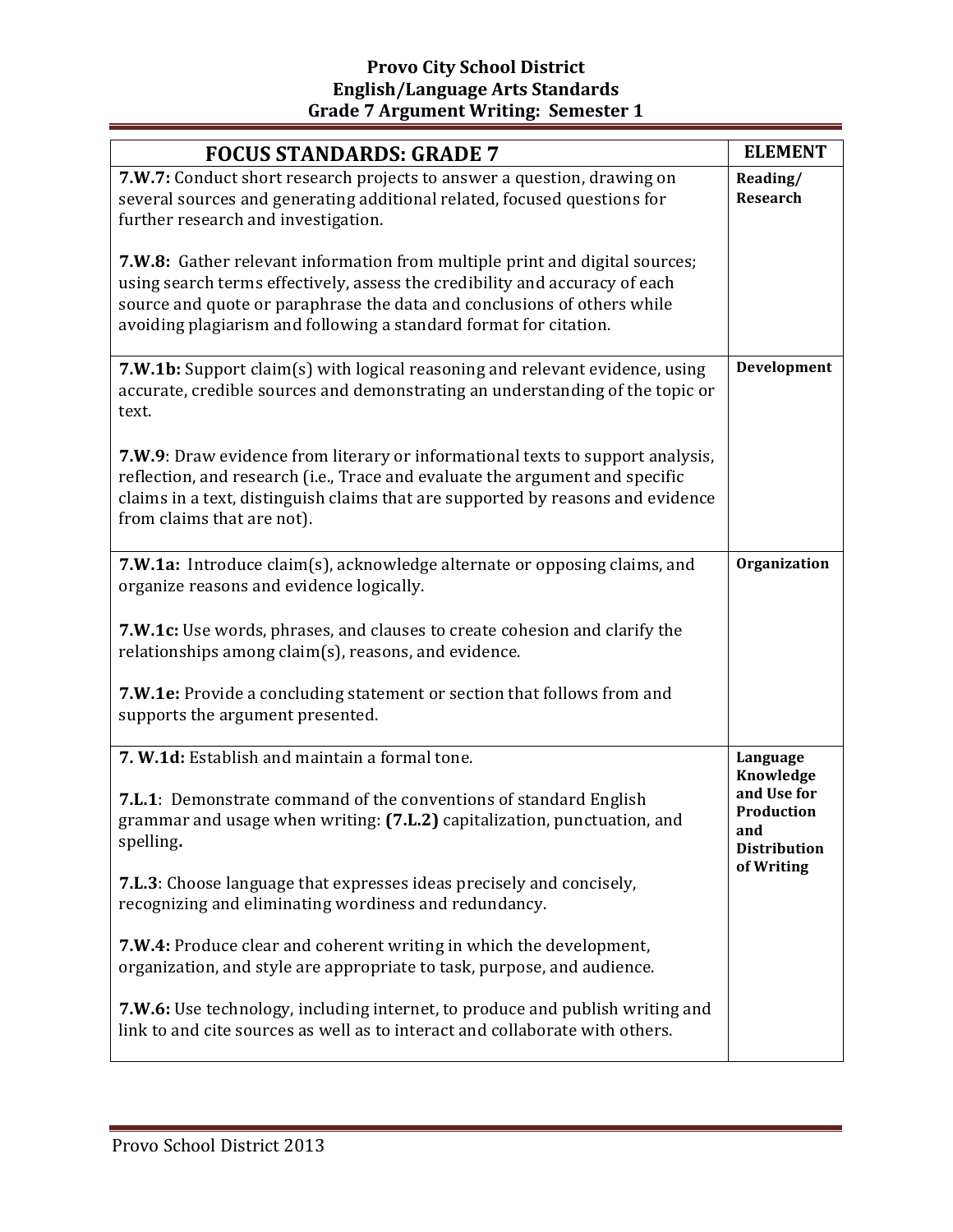# Provo City School District
## English/Language Arts Standards
## Grade 7 Argument Writing: Semester 1

| FOCUS STANDARDS: GRADE 7 | ELEMENT |
|---|---|
| **7.W.7:** Conduct short research projects to answer a question, drawing on several sources and generating additional related, focused questions for further research and investigation.<br><br>**7.W.8:** Gather relevant information from multiple print and digital sources; using search terms effectively, assess the credibility and accuracy of each source and quote or paraphrase the data and conclusions of others while avoiding plagiarism and following a standard format for citation. | **Reading/ Research** |
| **7.W.1b:** Support claim(s) with logical reasoning and relevant evidence, using accurate, credible sources and demonstrating an understanding of the topic or text.<br><br>**7.W.9**: Draw evidence from literary or informational texts to support analysis, reflection, and research (i.e., Trace and evaluate the argument and specific claims in a text, distinguish claims that are supported by reasons and evidence from claims that are not). | **Development** |
| **7.W.1a:** Introduce claim(s), acknowledge alternate or opposing claims, and organize reasons and evidence logically.<br><br>**7.W.1c:** Use words, phrases, and clauses to create cohesion and clarify the relationships among claim(s), reasons, and evidence.<br><br>**7.W.1e:** Provide a concluding statement or section that follows from and supports the argument presented. | **Organization** |
| **7. W.1d:** Establish and maintain a formal tone.<br><br>**7.L.1**: Demonstrate command of the conventions of standard English grammar and usage when writing: **(7.L.2)** capitalization, punctuation, and spelling**.**<br><br>**7.L.3**: Choose language that expresses ideas precisely and concisely, recognizing and eliminating wordiness and redundancy.<br><br>**7.W.4:** Produce clear and coherent writing in which the development, organization, and style are appropriate to task, purpose, and audience.<br><br>**7.W.6:** Use technology, including internet, to produce and publish writing and link to and cite sources as well as to interact and collaborate with others. | **Language Knowledge and Use for Production and Distribution of Writing** |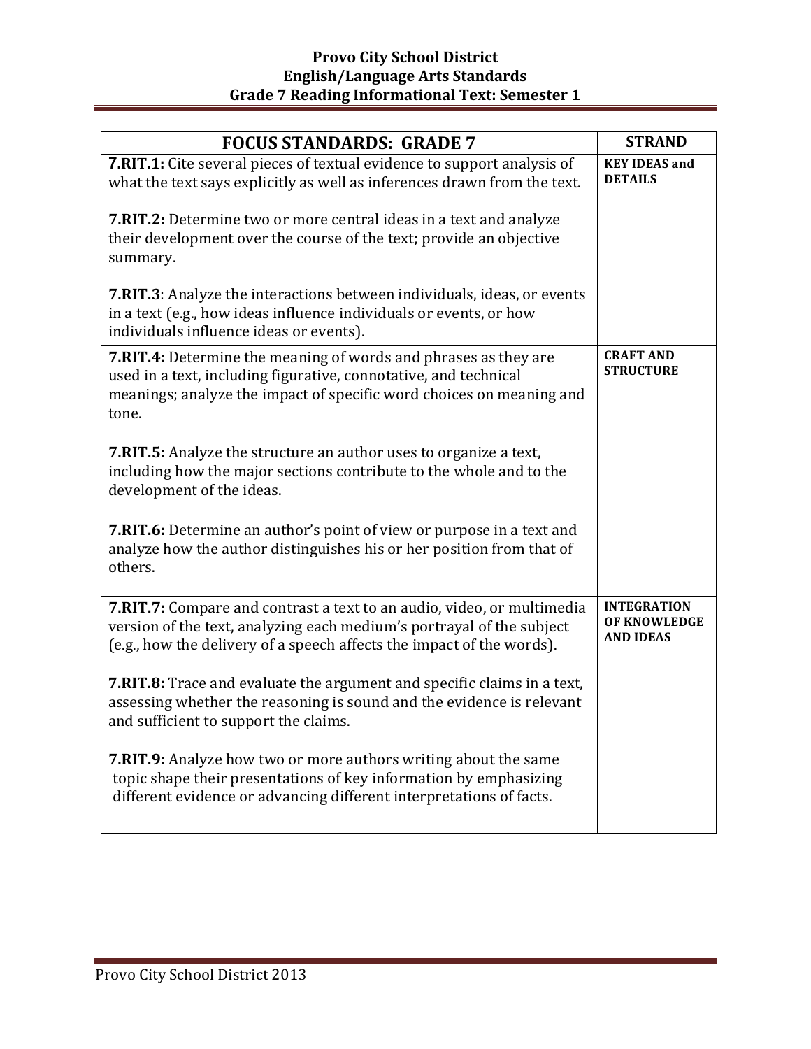**Provo City School District**
**English/Language Arts Standards**
**Grade 7 Reading Informational Text: Semester 1**

| FOCUS STANDARDS: GRADE 7 | STRAND |
|---|---|
| **7.RIT.1:** Cite several pieces of textual evidence to support analysis of what the text says explicitly as well as inferences drawn from the text.<br><br>**7.RIT.2:** Determine two or more central ideas in a text and analyze their development over the course of the text; provide an objective summary.<br><br>**7.RIT.3**: Analyze the interactions between individuals, ideas, or events in a text (e.g., how ideas influence individuals or events, or how individuals influence ideas or events). | **KEY IDEAS and DETAILS** |
| **7.RIT.4:** Determine the meaning of words and phrases as they are used in a text, including figurative, connotative, and technical meanings; analyze the impact of specific word choices on meaning and tone.<br><br>**7.RIT.5:** Analyze the structure an author uses to organize a text, including how the major sections contribute to the whole and to the development of the ideas.<br><br>**7.RIT.6:** Determine an author's point of view or purpose in a text and analyze how the author distinguishes his or her position from that of others. | **CRAFT AND STRUCTURE** |
| **7.RIT.7:** Compare and contrast a text to an audio, video, or multimedia version of the text, analyzing each medium's portrayal of the subject (e.g., how the delivery of a speech affects the impact of the words).<br><br>**7.RIT.8:** Trace and evaluate the argument and specific claims in a text, assessing whether the reasoning is sound and the evidence is relevant and sufficient to support the claims.<br><br>**7.RIT.9:** Analyze how two or more authors writing about the same topic shape their presentations of key information by emphasizing different evidence or advancing different interpretations of facts. | **INTEGRATION OF KNOWLEDGE AND IDEAS** |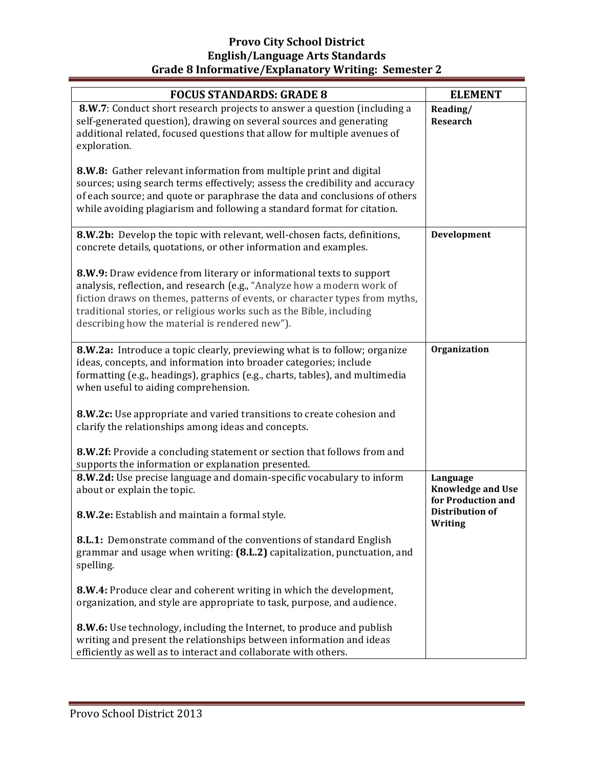# Provo City School District
## English/Language Arts Standards
## Grade 8 Informative/Explanatory Writing: Semester 2

| FOCUS STANDARDS: GRADE 8 | ELEMENT |
|---|---|
| **8.W.7**: Conduct short research projects to answer a question (including a self-generated question), drawing on several sources and generating additional related, focused questions that allow for multiple avenues of exploration.<br><br>**8.W.8:** Gather relevant information from multiple print and digital sources; using search terms effectively; assess the credibility and accuracy of each source; and quote or paraphrase the data and conclusions of others while avoiding plagiarism and following a standard format for citation. | **Reading/ Research** |
| **8.W.2b:** Develop the topic with relevant, well-chosen facts, definitions, concrete details, quotations, or other information and examples.<br><br>**8.W.9:** Draw evidence from literary or informational texts to support analysis, reflection, and research (e.g., "Analyze how a modern work of fiction draws on themes, patterns of events, or character types from myths, traditional stories, or religious works such as the Bible, including describing how the material is rendered new"). | **Development** |
| **8.W.2a:** Introduce a topic clearly, previewing what is to follow; organize ideas, concepts, and information into broader categories; include formatting (e.g., headings), graphics (e.g., charts, tables), and multimedia when useful to aiding comprehension.<br><br>**8.W.2c:** Use appropriate and varied transitions to create cohesion and clarify the relationships among ideas and concepts.<br><br>**8.W.2f:** Provide a concluding statement or section that follows from and supports the information or explanation presented. | **Organization** |
| **8.W.2d:** Use precise language and domain-specific vocabulary to inform about or explain the topic.<br><br>**8.W.2e:** Establish and maintain a formal style.<br><br>**8.L.1:** Demonstrate command of the conventions of standard English grammar and usage when writing: **(8.L.2)** capitalization, punctuation, and spelling.<br><br>**8.W.4:** Produce clear and coherent writing in which the development, organization, and style are appropriate to task, purpose, and audience.<br><br>**8.W.6:** Use technology, including the Internet, to produce and publish writing and present the relationships between information and ideas efficiently as well as to interact and collaborate with others. | **Language Knowledge and Use for Production and Distribution of Writing** |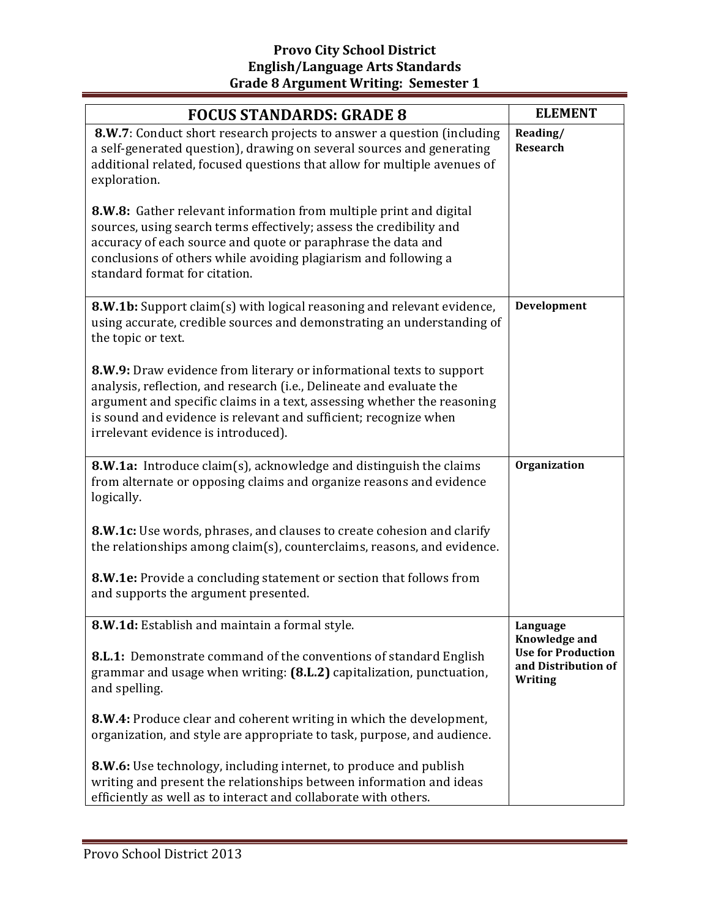# Provo City School District
## English/Language Arts Standards
## Grade 8 Argument Writing: Semester 1

| FOCUS STANDARDS: GRADE 8 | ELEMENT |
|---|---|
| **8.W.7**: Conduct short research projects to answer a question (including a self-generated question), drawing on several sources and generating additional related, focused questions that allow for multiple avenues of exploration.<br><br>**8.W.8:** Gather relevant information from multiple print and digital sources, using search terms effectively; assess the credibility and accuracy of each source and quote or paraphrase the data and conclusions of others while avoiding plagiarism and following a standard format for citation. | **Reading/ Research** |
| **8.W.1b:** Support claim(s) with logical reasoning and relevant evidence, using accurate, credible sources and demonstrating an understanding of the topic or text.<br><br>**8.W.9:** Draw evidence from literary or informational texts to support analysis, reflection, and research (i.e., Delineate and evaluate the argument and specific claims in a text, assessing whether the reasoning is sound and evidence is relevant and sufficient; recognize when irrelevant evidence is introduced). | **Development** |
| **8.W.1a:** Introduce claim(s), acknowledge and distinguish the claims from alternate or opposing claims and organize reasons and evidence logically.<br><br>**8.W.1c:** Use words, phrases, and clauses to create cohesion and clarify the relationships among claim(s), counterclaims, reasons, and evidence.<br><br>**8.W.1e:** Provide a concluding statement or section that follows from and supports the argument presented. | **Organization** |
| **8.W.1d:** Establish and maintain a formal style.<br><br>**8.L.1:** Demonstrate command of the conventions of standard English grammar and usage when writing: **(8.L.2)** capitalization, punctuation, and spelling.<br><br>**8.W.4:** Produce clear and coherent writing in which the development, organization, and style are appropriate to task, purpose, and audience.<br><br>**8.W.6:** Use technology, including internet, to produce and publish writing and present the relationships between information and ideas efficiently as well as to interact and collaborate with others. | **Language Knowledge and Use for Production and Distribution of Writing** |

Provo School District 2013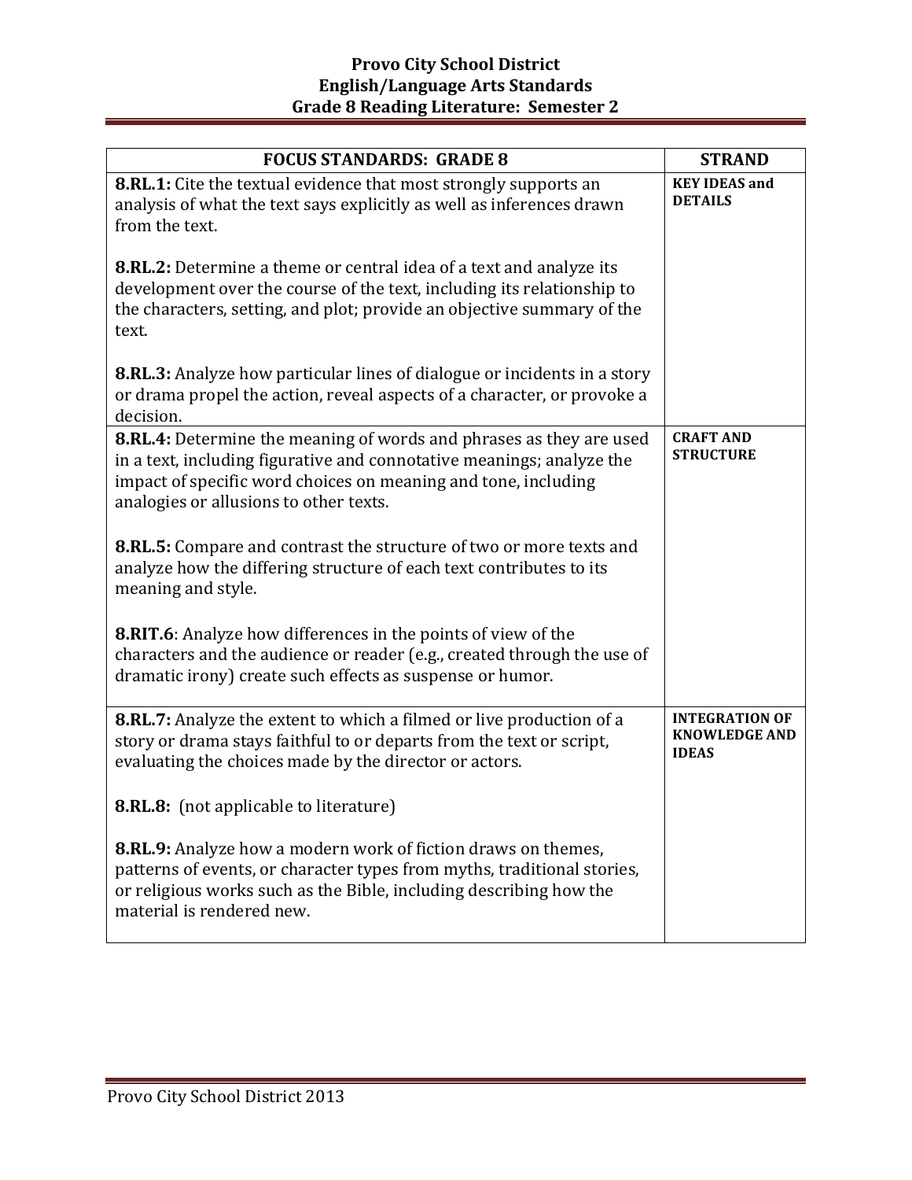# Provo City School District
## English/Language Arts Standards
## Grade 8 Reading Literature: Semester 2

| FOCUS STANDARDS: GRADE 8 | STRAND |
|---|---|
| **8.RL.1:** Cite the textual evidence that most strongly supports an analysis of what the text says explicitly as well as inferences drawn from the text.<br><br>**8.RL.2:** Determine a theme or central idea of a text and analyze its development over the course of the text, including its relationship to the characters, setting, and plot; provide an objective summary of the text.<br><br>**8.RL.3:** Analyze how particular lines of dialogue or incidents in a story or drama propel the action, reveal aspects of a character, or provoke a decision. | **KEY IDEAS and DETAILS** |
| **8.RL.4:** Determine the meaning of words and phrases as they are used in a text, including figurative and connotative meanings; analyze the impact of specific word choices on meaning and tone, including analogies or allusions to other texts.<br><br>**8.RL.5:** Compare and contrast the structure of two or more texts and analyze how the differing structure of each text contributes to its meaning and style.<br><br>**8.RIT.6**: Analyze how differences in the points of view of the characters and the audience or reader (e.g., created through the use of dramatic irony) create such effects as suspense or humor. | **CRAFT AND STRUCTURE** |
| **8.RL.7:** Analyze the extent to which a filmed or live production of a story or drama stays faithful to or departs from the text or script, evaluating the choices made by the director or actors.<br><br>**8.RL.8:** (not applicable to literature)<br><br>**8.RL.9:** Analyze how a modern work of fiction draws on themes, patterns of events, or character types from myths, traditional stories, or religious works such as the Bible, including describing how the material is rendered new. | **INTEGRATION OF KNOWLEDGE AND IDEAS** |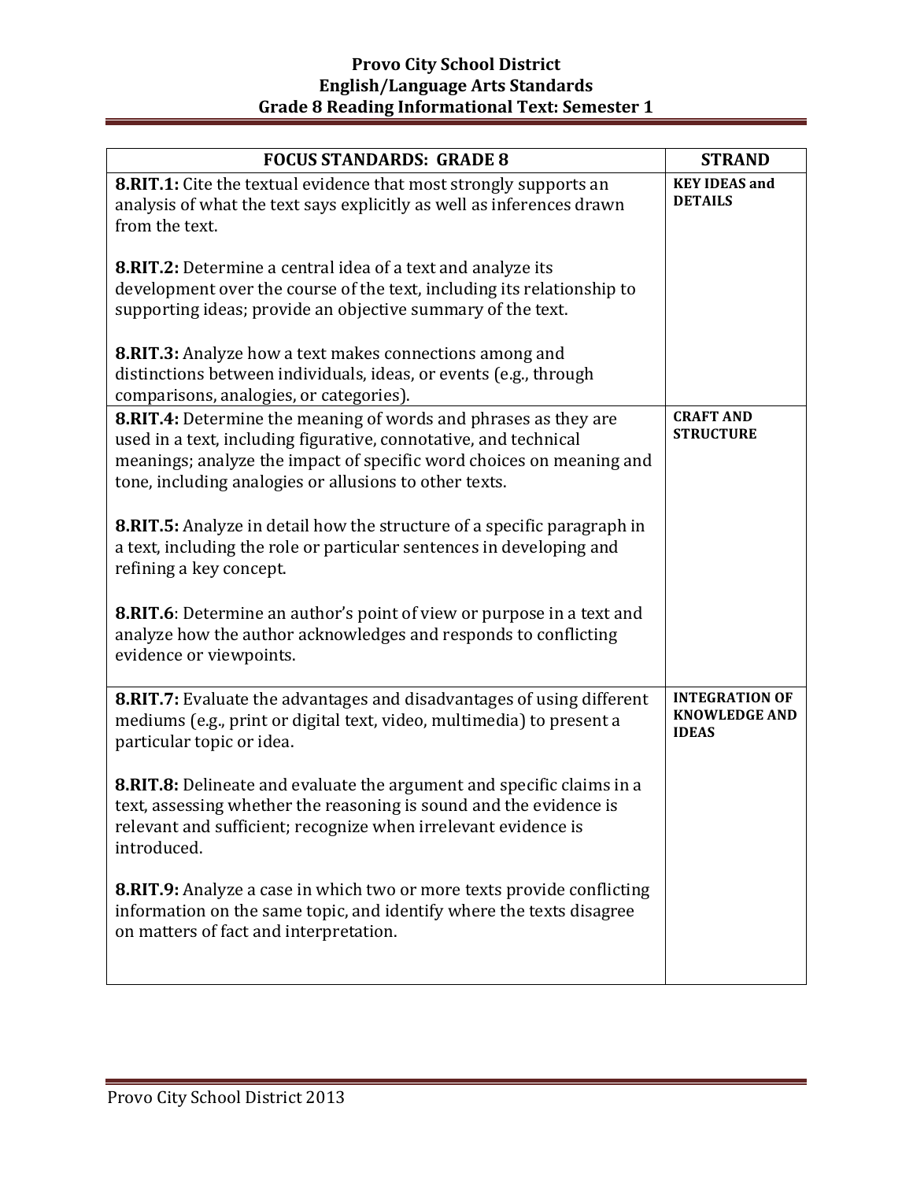# Provo City School District
## English/Language Arts Standards
## Grade 8 Reading Informational Text: Semester 1

| FOCUS STANDARDS: GRADE 8 | STRAND |
|---|---|
| **8.RIT.1:** Cite the textual evidence that most strongly supports an analysis of what the text says explicitly as well as inferences drawn from the text.<br><br>**8.RIT.2:** Determine a central idea of a text and analyze its development over the course of the text, including its relationship to supporting ideas; provide an objective summary of the text.<br><br>**8.RIT.3:** Analyze how a text makes connections among and distinctions between individuals, ideas, or events (e.g., through comparisons, analogies, or categories). | **KEY IDEAS and DETAILS** |
| **8.RIT.4:** Determine the meaning of words and phrases as they are used in a text, including figurative, connotative, and technical meanings; analyze the impact of specific word choices on meaning and tone, including analogies or allusions to other texts.<br><br>**8.RIT.5:** Analyze in detail how the structure of a specific paragraph in a text, including the role or particular sentences in developing and refining a key concept.<br><br>**8.RIT.6**: Determine an author's point of view or purpose in a text and analyze how the author acknowledges and responds to conflicting evidence or viewpoints. | **CRAFT AND STRUCTURE** |
| **8.RIT.7:** Evaluate the advantages and disadvantages of using different mediums (e.g., print or digital text, video, multimedia) to present a particular topic or idea.<br><br>**8.RIT.8:** Delineate and evaluate the argument and specific claims in a text, assessing whether the reasoning is sound and the evidence is relevant and sufficient; recognize when irrelevant evidence is introduced.<br><br>**8.RIT.9:** Analyze a case in which two or more texts provide conflicting information on the same topic, and identify where the texts disagree on matters of fact and interpretation. | **INTEGRATION OF KNOWLEDGE AND IDEAS** |

Provo City School District 2013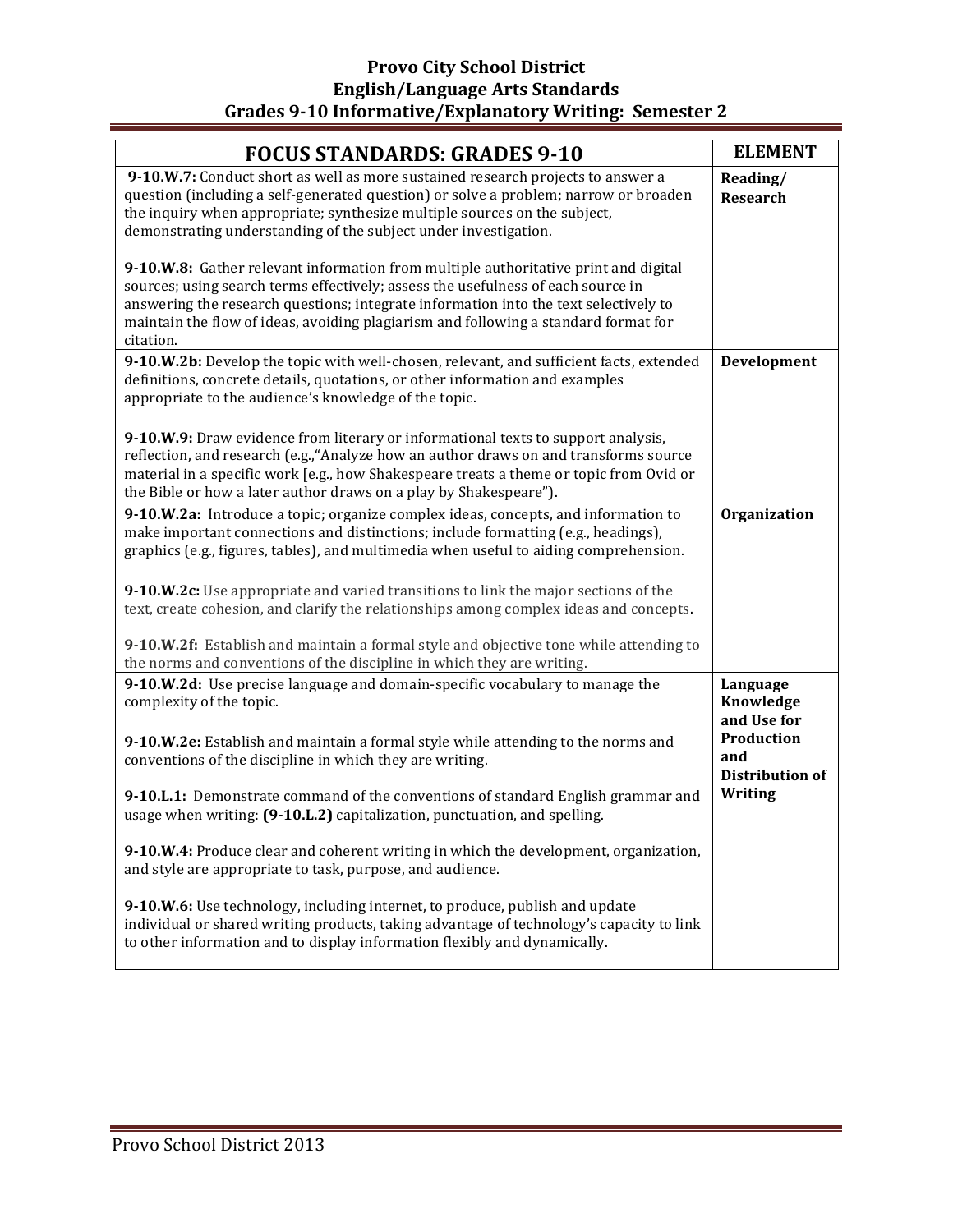# Provo City School District
## English/Language Arts Standards
## Grades 9-10 Informative/Explanatory Writing: Semester 2

| FOCUS STANDARDS: GRADES 9-10 | ELEMENT |
|---|---|
| **9-10.W.7:** Conduct short as well as more sustained research projects to answer a question (including a self-generated question) or solve a problem; narrow or broaden the inquiry when appropriate; synthesize multiple sources on the subject, demonstrating understanding of the subject under investigation.<br><br>**9-10.W.8:** Gather relevant information from multiple authoritative print and digital sources; using search terms effectively; assess the usefulness of each source in answering the research questions; integrate information into the text selectively to maintain the flow of ideas, avoiding plagiarism and following a standard format for citation. | **Reading/ Research** |
| **9-10.W.2b:** Develop the topic with well-chosen, relevant, and sufficient facts, extended definitions, concrete details, quotations, or other information and examples appropriate to the audience's knowledge of the topic.<br><br>**9-10.W.9:** Draw evidence from literary or informational texts to support analysis, reflection, and research (e.g.,"Analyze how an author draws on and transforms source material in a specific work [e.g., how Shakespeare treats a theme or topic from Ovid or the Bible or how a later author draws on a play by Shakespeare"). | **Development** |
| **9-10.W.2a:** Introduce a topic; organize complex ideas, concepts, and information to make important connections and distinctions; include formatting (e.g., headings), graphics (e.g., figures, tables), and multimedia when useful to aiding comprehension.<br><br>**9-10.W.2c:** Use appropriate and varied transitions to link the major sections of the text, create cohesion, and clarify the relationships among complex ideas and concepts.<br><br>**9-10.W.2f:** Establish and maintain a formal style and objective tone while attending to the norms and conventions of the discipline in which they are writing. | **Organization** |
| **9-10.W.2d:** Use precise language and domain-specific vocabulary to manage the complexity of the topic.<br><br>**9-10.W.2e:** Establish and maintain a formal style while attending to the norms and conventions of the discipline in which they are writing.<br><br>**9-10.L.1:** Demonstrate command of the conventions of standard English grammar and usage when writing: **(9-10.L.2)** capitalization, punctuation, and spelling.<br><br>**9-10.W.4:** Produce clear and coherent writing in which the development, organization, and style are appropriate to task, purpose, and audience.<br><br>**9-10.W.6:** Use technology, including internet, to produce, publish and update individual or shared writing products, taking advantage of technology's capacity to link to other information and to display information flexibly and dynamically. | **Language Knowledge and Use for Production and Distribution of Writing** |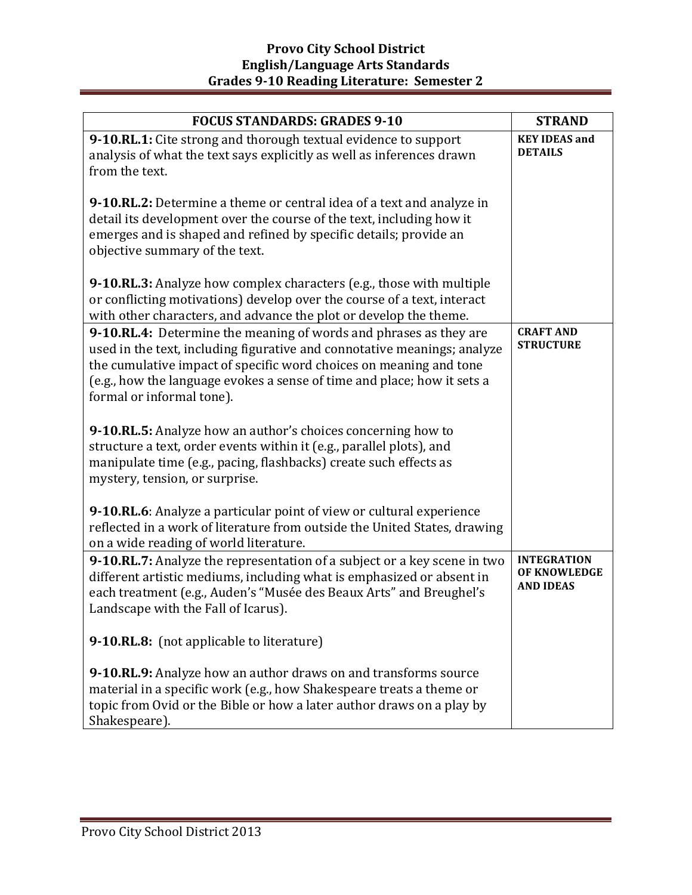# Provo City School District
## English/Language Arts Standards
## Grades 9-10 Reading Literature: Semester 2

| FOCUS STANDARDS: GRADES 9-10 | STRAND |
| --- | --- |
| **9-10.RL.1:** Cite strong and thorough textual evidence to support analysis of what the text says explicitly as well as inferences drawn from the text.<br><br>**9-10.RL.2:** Determine a theme or central idea of a text and analyze in detail its development over the course of the text, including how it emerges and is shaped and refined by specific details; provide an objective summary of the text.<br><br>**9-10.RL.3:** Analyze how complex characters (e.g., those with multiple or conflicting motivations) develop over the course of a text, interact with other characters, and advance the plot or develop the theme. | **KEY IDEAS and DETAILS** |
| **9-10.RL.4:** Determine the meaning of words and phrases as they are used in the text, including figurative and connotative meanings; analyze the cumulative impact of specific word choices on meaning and tone (e.g., how the language evokes a sense of time and place; how it sets a formal or informal tone).<br><br>**9-10.RL.5:** Analyze how an author's choices concerning how to structure a text, order events within it (e.g., parallel plots), and manipulate time (e.g., pacing, flashbacks) create such effects as mystery, tension, or surprise.<br><br>**9-10.RL.6**: Analyze a particular point of view or cultural experience reflected in a work of literature from outside the United States, drawing on a wide reading of world literature. | **CRAFT AND STRUCTURE** |
| **9-10.RL.7:** Analyze the representation of a subject or a key scene in two different artistic mediums, including what is emphasized or absent in each treatment (e.g., Auden's "Musée des Beaux Arts" and Breughel's Landscape with the Fall of Icarus).<br><br>**9-10.RL.8:** (not applicable to literature)<br><br>**9-10.RL.9:** Analyze how an author draws on and transforms source material in a specific work (e.g., how Shakespeare treats a theme or topic from Ovid or the Bible or how a later author draws on a play by Shakespeare). | **INTEGRATION OF KNOWLEDGE AND IDEAS** |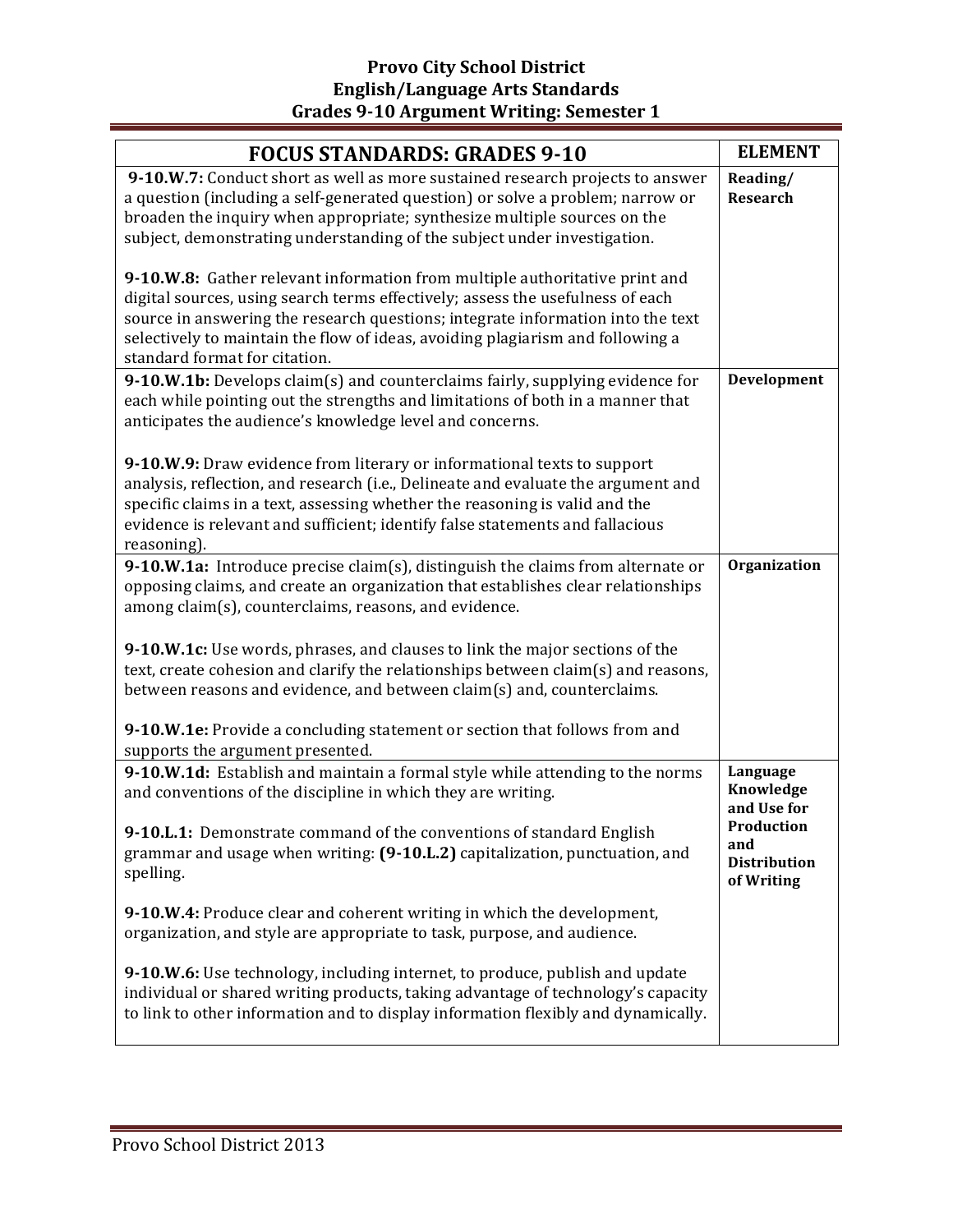**Provo City School District**
**English/Language Arts Standards**
**Grades 9-10 Argument Writing: Semester 1**

| FOCUS STANDARDS: GRADES 9-10 | ELEMENT |
|---|---|
| **9-10.W.7:** Conduct short as well as more sustained research projects to answer a question (including a self-generated question) or solve a problem; narrow or broaden the inquiry when appropriate; synthesize multiple sources on the subject, demonstrating understanding of the subject under investigation.<br><br>**9-10.W.8:** Gather relevant information from multiple authoritative print and digital sources, using search terms effectively; assess the usefulness of each source in answering the research questions; integrate information into the text selectively to maintain the flow of ideas, avoiding plagiarism and following a standard format for citation. | **Reading/ Research** |
| **9-10.W.1b:** Develops claim(s) and counterclaims fairly, supplying evidence for each while pointing out the strengths and limitations of both in a manner that anticipates the audience's knowledge level and concerns.<br><br>**9-10.W.9:** Draw evidence from literary or informational texts to support analysis, reflection, and research (i.e., Delineate and evaluate the argument and specific claims in a text, assessing whether the reasoning is valid and the evidence is relevant and sufficient; identify false statements and fallacious reasoning). | **Development** |
| **9-10.W.1a:** Introduce precise claim(s), distinguish the claims from alternate or opposing claims, and create an organization that establishes clear relationships among claim(s), counterclaims, reasons, and evidence.<br><br>**9-10.W.1c:** Use words, phrases, and clauses to link the major sections of the text, create cohesion and clarify the relationships between claim(s) and reasons, between reasons and evidence, and between claim(s) and, counterclaims.<br><br>**9-10.W.1e:** Provide a concluding statement or section that follows from and supports the argument presented. | **Organization** |
| **9-10.W.1d:** Establish and maintain a formal style while attending to the norms and conventions of the discipline in which they are writing.<br><br>**9-10.L.1:** Demonstrate command of the conventions of standard English grammar and usage when writing: **(9-10.L.2)** capitalization, punctuation, and spelling.<br><br>**9-10.W.4:** Produce clear and coherent writing in which the development, organization, and style are appropriate to task, purpose, and audience.<br><br>**9-10.W.6:** Use technology, including internet, to produce, publish and update individual or shared writing products, taking advantage of technology's capacity to link to other information and to display information flexibly and dynamically. | **Language Knowledge and Use for Production and Distribution of Writing** |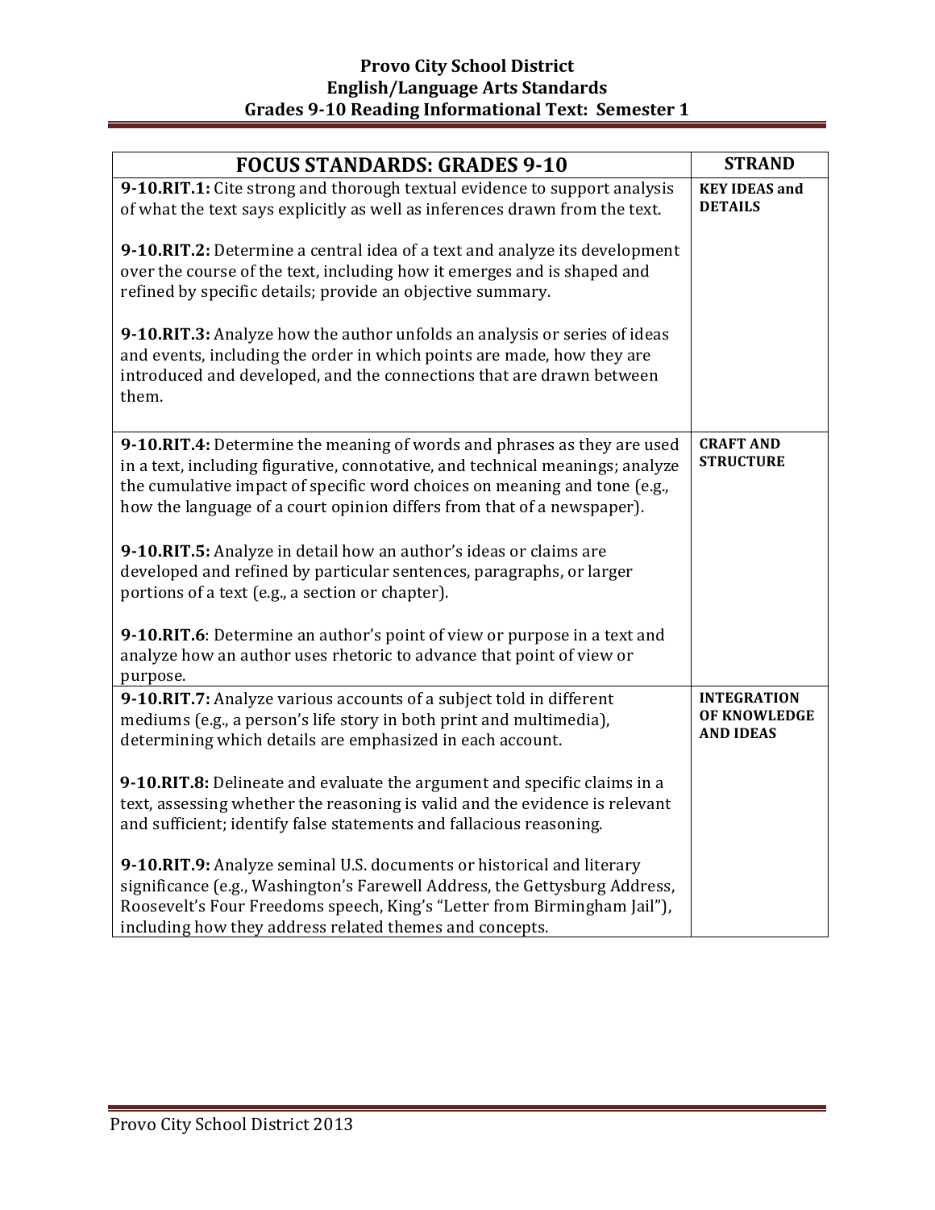**Provo City School District**
**English/Language Arts Standards**
**Grades 9-10 Reading Informational Text: Semester 1**

| FOCUS STANDARDS: GRADES 9-10 | STRAND |
|---|---|
| **9-10.RIT.1:** Cite strong and thorough textual evidence to support analysis of what the text says explicitly as well as inferences drawn from the text.<br><br>**9-10.RIT.2:** Determine a central idea of a text and analyze its development over the course of the text, including how it emerges and is shaped and refined by specific details; provide an objective summary.<br><br>**9-10.RIT.3:** Analyze how the author unfolds an analysis or series of ideas and events, including the order in which points are made, how they are introduced and developed, and the connections that are drawn between them. | **KEY IDEAS and DETAILS** |
| **9-10.RIT.4:** Determine the meaning of words and phrases as they are used in a text, including figurative, connotative, and technical meanings; analyze the cumulative impact of specific word choices on meaning and tone (e.g., how the language of a court opinion differs from that of a newspaper).<br><br>**9-10.RIT.5:** Analyze in detail how an author's ideas or claims are developed and refined by particular sentences, paragraphs, or larger portions of a text (e.g., a section or chapter).<br><br>**9-10.RIT.6**: Determine an author's point of view or purpose in a text and analyze how an author uses rhetoric to advance that point of view or purpose. | **CRAFT AND STRUCTURE** |
| **9-10.RIT.7:** Analyze various accounts of a subject told in different mediums (e.g., a person's life story in both print and multimedia), determining which details are emphasized in each account.<br><br>**9-10.RIT.8:** Delineate and evaluate the argument and specific claims in a text, assessing whether the reasoning is valid and the evidence is relevant and sufficient; identify false statements and fallacious reasoning.<br><br>**9-10.RIT.9:** Analyze seminal U.S. documents or historical and literary significance (e.g., Washington's Farewell Address, the Gettysburg Address, Roosevelt's Four Freedoms speech, King's "Letter from Birmingham Jail"), including how they address related themes and concepts. | **INTEGRATION OF KNOWLEDGE AND IDEAS** |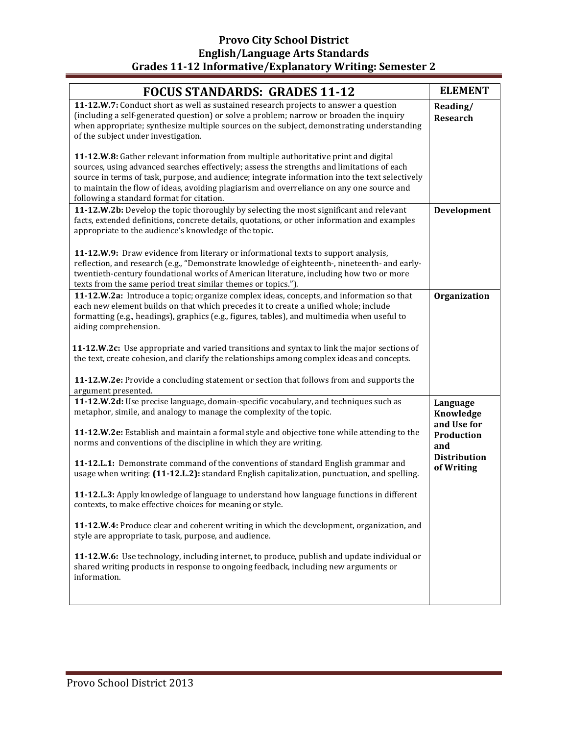# Provo City School District
## English/Language Arts Standards
## Grades 11-12 Informative/Explanatory Writing: Semester 2

| FOCUS STANDARDS: GRADES 11-12 | ELEMENT |
|---|---|
| **11-12.W.7:** Conduct short as well as sustained research projects to answer a question (including a self-generated question) or solve a problem; narrow or broaden the inquiry when appropriate; synthesize multiple sources on the subject, demonstrating understanding of the subject under investigation.<br><br>**11-12.W.8:** Gather relevant information from multiple authoritative print and digital sources, using advanced searches effectively; assess the strengths and limitations of each source in terms of task, purpose, and audience; integrate information into the text selectively to maintain the flow of ideas, avoiding plagiarism and overreliance on any one source and following a standard format for citation. | **Reading/ Research** |
| **11-12.W.2b:** Develop the topic thoroughly by selecting the most significant and relevant facts, extended definitions, concrete details, quotations, or other information and examples appropriate to the audience's knowledge of the topic.<br><br>**11-12.W.9:** Draw evidence from literary or informational texts to support analysis, reflection, and research (e.g., "Demonstrate knowledge of eighteenth-, nineteenth- and early-twentieth-century foundational works of American literature, including how two or more texts from the same period treat similar themes or topics."). | **Development** |
| **11-12.W.2a:** Introduce a topic; organize complex ideas, concepts, and information so that each new element builds on that which precedes it to create a unified whole; include formatting (e.g., headings), graphics (e.g., figures, tables), and multimedia when useful to aiding comprehension.<br><br>**11-12.W.2c:** Use appropriate and varied transitions and syntax to link the major sections of the text, create cohesion, and clarify the relationships among complex ideas and concepts.<br><br>**11-12.W.2e:** Provide a concluding statement or section that follows from and supports the argument presented. | **Organization** |
| **11-12.W.2d:** Use precise language, domain-specific vocabulary, and techniques such as metaphor, simile, and analogy to manage the complexity of the topic.<br><br>**11-12.W.2e:** Establish and maintain a formal style and objective tone while attending to the norms and conventions of the discipline in which they are writing.<br><br>**11-12.L.1:** Demonstrate command of the conventions of standard English grammar and usage when writing: **(11-12.L.2):** standard English capitalization, punctuation, and spelling.<br><br>**11-12.L.3:** Apply knowledge of language to understand how language functions in different contexts, to make effective choices for meaning or style.<br><br>**11-12.W.4:** Produce clear and coherent writing in which the development, organization, and style are appropriate to task, purpose, and audience.<br><br>**11-12.W.6:** Use technology, including internet, to produce, publish and update individual or shared writing products in response to ongoing feedback, including new arguments or information. | **Language Knowledge and Use for Production and Distribution of Writing** |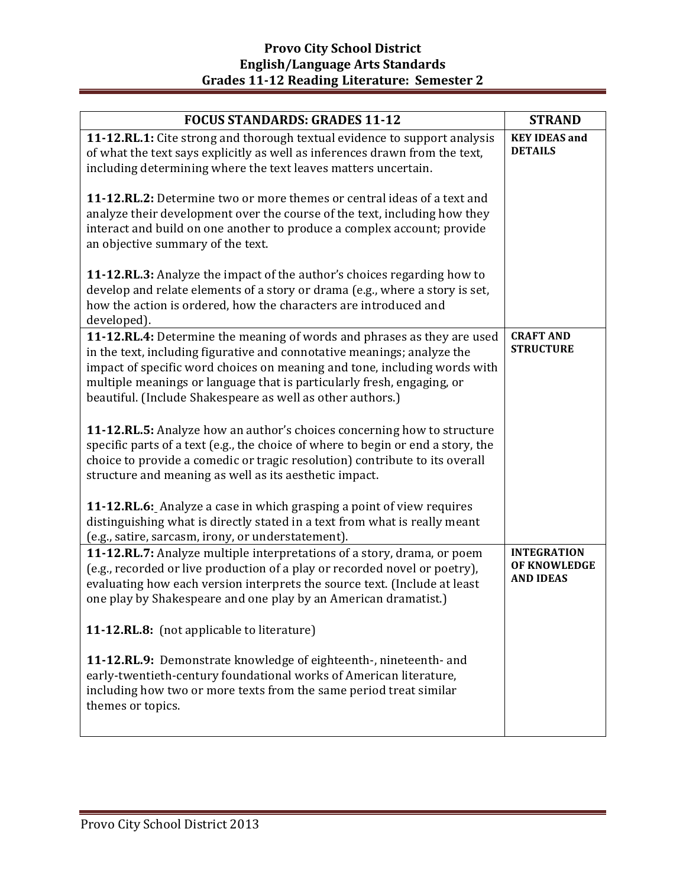# Provo City School District
## English/Language Arts Standards
## Grades 11-12 Reading Literature: Semester 2

| FOCUS STANDARDS: GRADES 11-12 | STRAND |
|---|---|
| **11-12.RL.1:** Cite strong and thorough textual evidence to support analysis of what the text says explicitly as well as inferences drawn from the text, including determining where the text leaves matters uncertain.<br><br>**11-12.RL.2:** Determine two or more themes or central ideas of a text and analyze their development over the course of the text, including how they interact and build on one another to produce a complex account; provide an objective summary of the text.<br><br>**11-12.RL.3:** Analyze the impact of the author's choices regarding how to develop and relate elements of a story or drama (e.g., where a story is set, how the action is ordered, how the characters are introduced and developed). | **KEY IDEAS and DETAILS** |
| **11-12.RL.4:** Determine the meaning of words and phrases as they are used in the text, including figurative and connotative meanings; analyze the impact of specific word choices on meaning and tone, including words with multiple meanings or language that is particularly fresh, engaging, or beautiful. (Include Shakespeare as well as other authors.)<br><br>**11-12.RL.5:** Analyze how an author's choices concerning how to structure specific parts of a text (e.g., the choice of where to begin or end a story, the choice to provide a comedic or tragic resolution) contribute to its overall structure and meaning as well as its aesthetic impact.<br><br>**11-12.RL.6:** Analyze a case in which grasping a point of view requires distinguishing what is directly stated in a text from what is really meant (e.g., satire, sarcasm, irony, or understatement). | **CRAFT AND STRUCTURE** |
| **11-12.RL.7:** Analyze multiple interpretations of a story, drama, or poem (e.g., recorded or live production of a play or recorded novel or poetry), evaluating how each version interprets the source text. (Include at least one play by Shakespeare and one play by an American dramatist.)<br><br>**11-12.RL.8:** (not applicable to literature)<br><br>**11-12.RL.9:** Demonstrate knowledge of eighteenth-, nineteenth- and early-twentieth-century foundational works of American literature, including how two or more texts from the same period treat similar themes or topics. | **INTEGRATION OF KNOWLEDGE AND IDEAS** |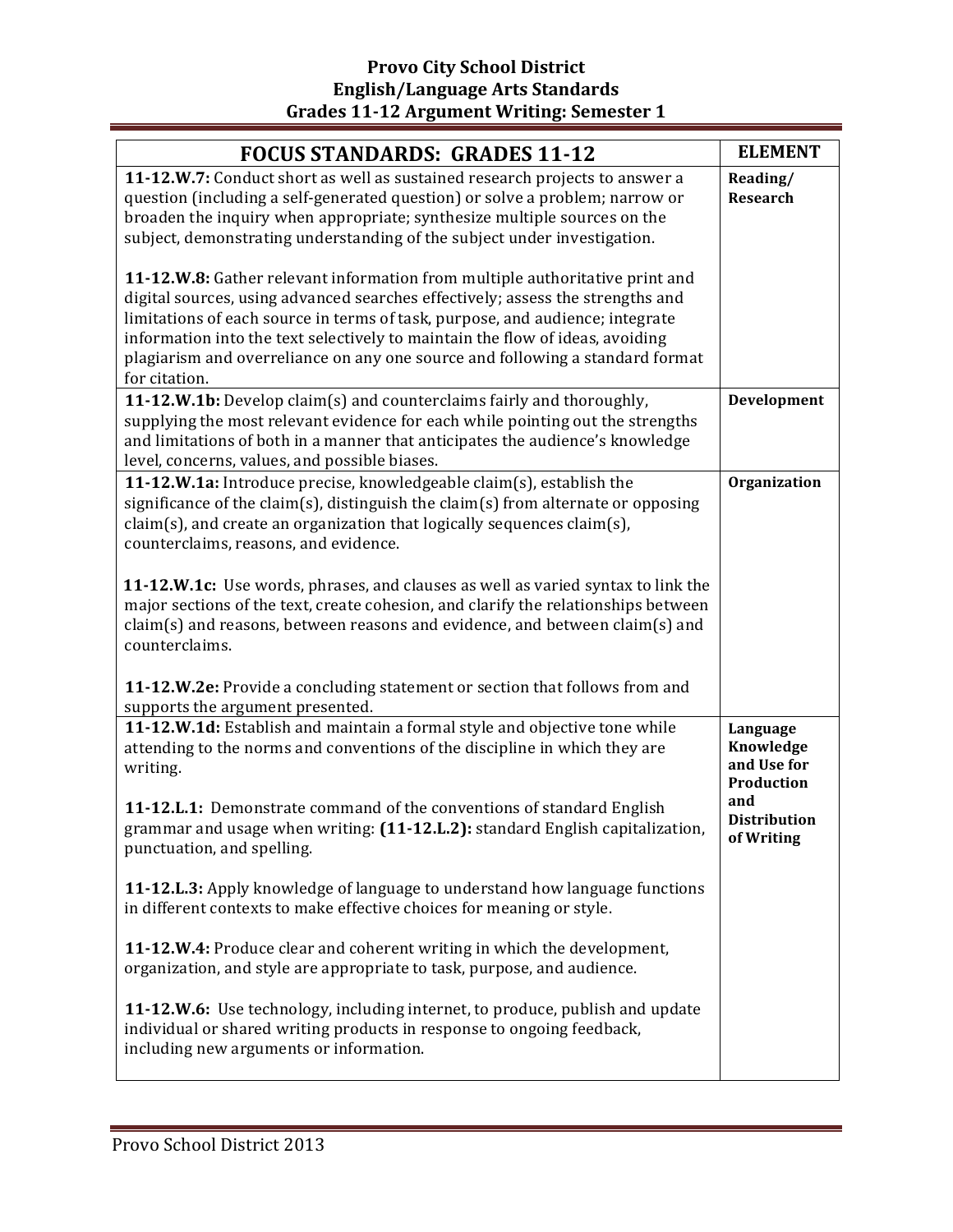# Provo City School District
## English/Language Arts Standards
## Grades 11-12 Argument Writing: Semester 1

| FOCUS STANDARDS: GRADES 11-12 | ELEMENT |
|---|---|
| **11-12.W.7:** Conduct short as well as sustained research projects to answer a question (including a self-generated question) or solve a problem; narrow or broaden the inquiry when appropriate; synthesize multiple sources on the subject, demonstrating understanding of the subject under investigation.<br><br>**11-12.W.8:** Gather relevant information from multiple authoritative print and digital sources, using advanced searches effectively; assess the strengths and limitations of each source in terms of task, purpose, and audience; integrate information into the text selectively to maintain the flow of ideas, avoiding plagiarism and overreliance on any one source and following a standard format for citation. | **Reading/ Research** |
| **11-12.W.1b:** Develop claim(s) and counterclaims fairly and thoroughly, supplying the most relevant evidence for each while pointing out the strengths and limitations of both in a manner that anticipates the audience's knowledge level, concerns, values, and possible biases. | **Development** |
| **11-12.W.1a:** Introduce precise, knowledgeable claim(s), establish the significance of the claim(s), distinguish the claim(s) from alternate or opposing claim(s), and create an organization that logically sequences claim(s), counterclaims, reasons, and evidence.<br><br>**11-12.W.1c:** Use words, phrases, and clauses as well as varied syntax to link the major sections of the text, create cohesion, and clarify the relationships between claim(s) and reasons, between reasons and evidence, and between claim(s) and counterclaims.<br><br>**11-12.W.2e:** Provide a concluding statement or section that follows from and supports the argument presented. | **Organization** |
| **11-12.W.1d:** Establish and maintain a formal style and objective tone while attending to the norms and conventions of the discipline in which they are writing.<br><br>**11-12.L.1:** Demonstrate command of the conventions of standard English grammar and usage when writing: **(11-12.L.2):** standard English capitalization, punctuation, and spelling.<br><br>**11-12.L.3:** Apply knowledge of language to understand how language functions in different contexts to make effective choices for meaning or style.<br><br>**11-12.W.4:** Produce clear and coherent writing in which the development, organization, and style are appropriate to task, purpose, and audience.<br><br>**11-12.W.6:** Use technology, including internet, to produce, publish and update individual or shared writing products in response to ongoing feedback, including new arguments or information. | **Language Knowledge and Use for Production and Distribution of Writing** |